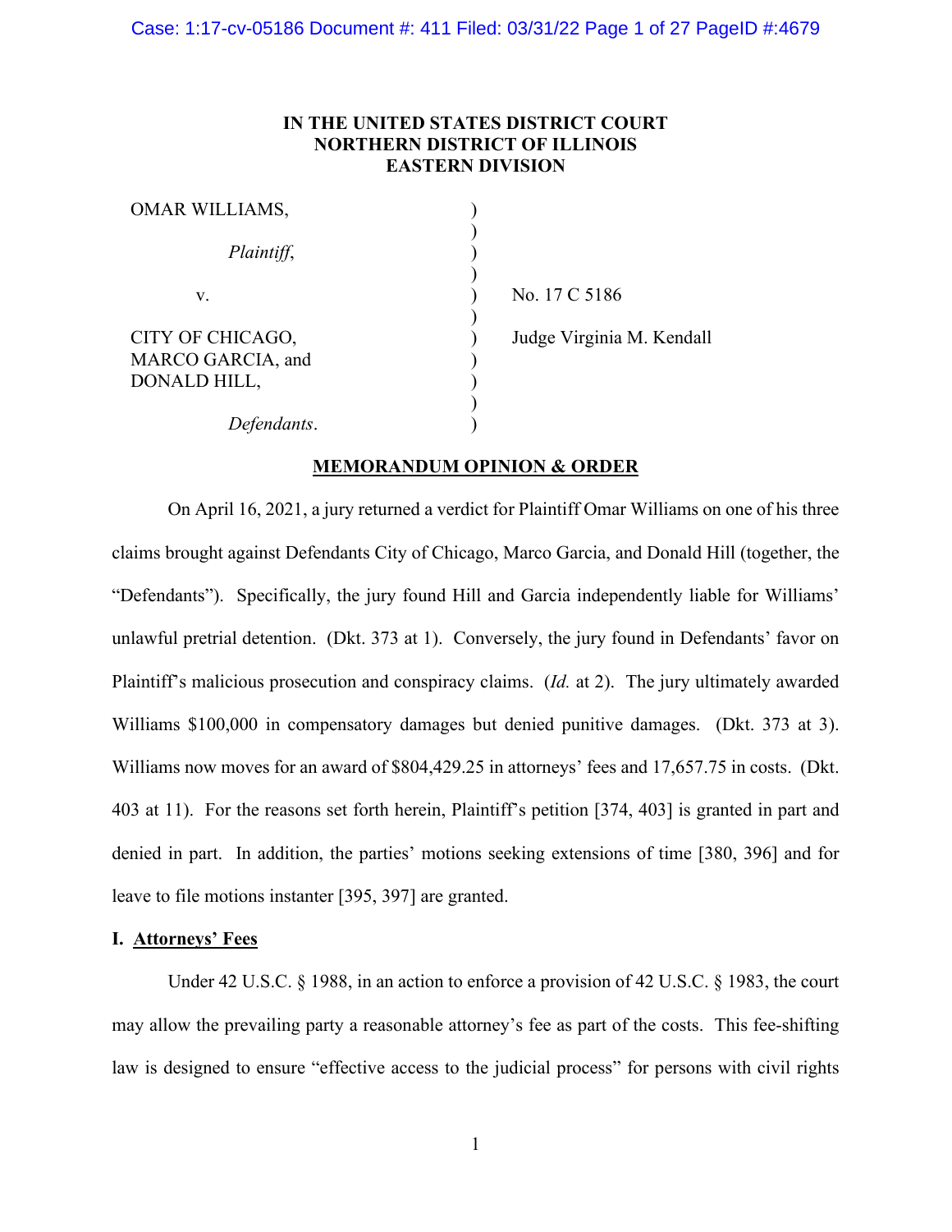IN THE UNITED STATES DISTRICT COURT
NORTHERN DISTRICT OF ILLINOIS
EASTERN DIVISION

OMAR WILLIAMS,

*Plaintiff*,

v.

CITY OF CHICAGO, MARCO GARCIA, and DONALD HILL,

*Defendants*.

No. 17 C 5186

Judge Virginia M. Kendall

## MEMORANDUM OPINION & ORDER

On April 16, 2021, a jury returned a verdict for Plaintiff Omar Williams on one of his three claims brought against Defendants City of Chicago, Marco Garcia, and Donald Hill (together, the "Defendants"). Specifically, the jury found Hill and Garcia independently liable for Williams' unlawful pretrial detention. (Dkt. 373 at 1). Conversely, the jury found in Defendants' favor on Plaintiff's malicious prosecution and conspiracy claims. (*Id.* at 2). The jury ultimately awarded Williams $100,000 in compensatory damages but denied punitive damages. (Dkt. 373 at 3). Williams now moves for an award of $804,429.25 in attorneys' fees and 17,657.75 in costs. (Dkt. 403 at 11). For the reasons set forth herein, Plaintiff's petition [374, 403] is granted in part and denied in part. In addition, the parties' motions seeking extensions of time [380, 396] and for leave to file motions instanter [395, 397] are granted.

### I. Attorneys' Fees

Under 42 U.S.C. § 1988, in an action to enforce a provision of 42 U.S.C. § 1983, the court may allow the prevailing party a reasonable attorney's fee as part of the costs. This fee-shifting law is designed to ensure "effective access to the judicial process" for persons with civil rights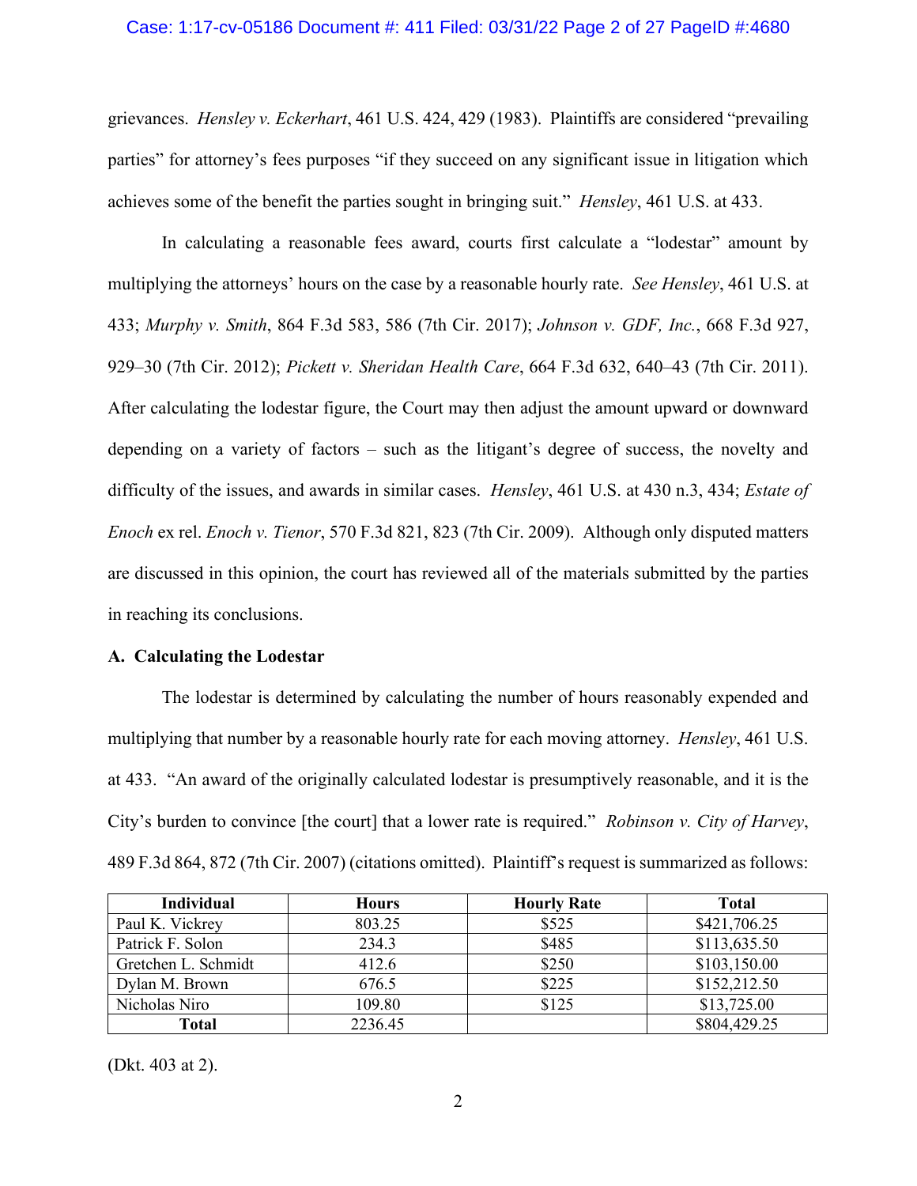grievances. *Hensley v. Eckerhart*, 461 U.S. 424, 429 (1983). Plaintiffs are considered "prevailing parties" for attorney's fees purposes "if they succeed on any significant issue in litigation which achieves some of the benefit the parties sought in bringing suit." *Hensley*, 461 U.S. at 433.

In calculating a reasonable fees award, courts first calculate a "lodestar" amount by multiplying the attorneys' hours on the case by a reasonable hourly rate. *See Hensley*, 461 U.S. at 433; *Murphy v. Smith*, 864 F.3d 583, 586 (7th Cir. 2017); *Johnson v. GDF, Inc.*, 668 F.3d 927, 929–30 (7th Cir. 2012); *Pickett v. Sheridan Health Care*, 664 F.3d 632, 640–43 (7th Cir. 2011). After calculating the lodestar figure, the Court may then adjust the amount upward or downward depending on a variety of factors – such as the litigant's degree of success, the novelty and difficulty of the issues, and awards in similar cases. *Hensley*, 461 U.S. at 430 n.3, 434; *Estate of Enoch* ex rel. *Enoch v. Tienor*, 570 F.3d 821, 823 (7th Cir. 2009). Although only disputed matters are discussed in this opinion, the court has reviewed all of the materials submitted by the parties in reaching its conclusions.

**A. Calculating the Lodestar**

The lodestar is determined by calculating the number of hours reasonably expended and multiplying that number by a reasonable hourly rate for each moving attorney. *Hensley*, 461 U.S. at 433. "An award of the originally calculated lodestar is presumptively reasonable, and it is the City's burden to convince [the court] that a lower rate is required." *Robinson v. City of Harvey*, 489 F.3d 864, 872 (7th Cir. 2007) (citations omitted). Plaintiff's request is summarized as follows:

| Individual | Hours | Hourly Rate | Total |
|---|---|---|---|
| Paul K. Vickrey | 803.25 | $525 | $421,706.25 |
| Patrick F. Solon | 234.3 | $485 | $113,635.50 |
| Gretchen L. Schmidt | 412.6 | $250 | $103,150.00 |
| Dylan M. Brown | 676.5 | $225 | $152,212.50 |
| Nicholas Niro | 109.80 | $125 | $13,725.00 |
| **Total** | 2236.45 | | $804,429.25 |

(Dkt. 403 at 2).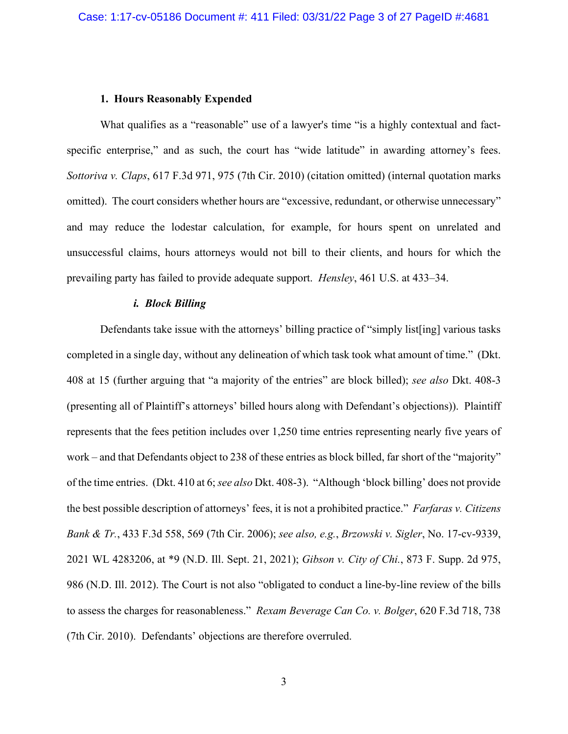### 1. Hours Reasonably Expended

What qualifies as a "reasonable" use of a lawyer's time "is a highly contextual and fact-specific enterprise," and as such, the court has "wide latitude" in awarding attorney's fees. *Sottoriva v. Claps*, 617 F.3d 971, 975 (7th Cir. 2010) (citation omitted) (internal quotation marks omitted). The court considers whether hours are "excessive, redundant, or otherwise unnecessary" and may reduce the lodestar calculation, for example, for hours spent on unrelated and unsuccessful claims, hours attorneys would not bill to their clients, and hours for which the prevailing party has failed to provide adequate support. *Hensley*, 461 U.S. at 433–34.

#### *i. Block Billing*

Defendants take issue with the attorneys' billing practice of "simply list[ing] various tasks completed in a single day, without any delineation of which task took what amount of time." (Dkt. 408 at 15 (further arguing that "a majority of the entries" are block billed); *see also* Dkt. 408-3 (presenting all of Plaintiff's attorneys' billed hours along with Defendant's objections)). Plaintiff represents that the fees petition includes over 1,250 time entries representing nearly five years of work – and that Defendants object to 238 of these entries as block billed, far short of the "majority" of the time entries. (Dkt. 410 at 6; *see also* Dkt. 408-3). "Although 'block billing' does not provide the best possible description of attorneys' fees, it is not a prohibited practice." *Farfaras v. Citizens Bank & Tr.*, 433 F.3d 558, 569 (7th Cir. 2006); *see also, e.g.*, *Brzowski v. Sigler*, No. 17-cv-9339, 2021 WL 4283206, at *9 (N.D. Ill. Sept. 21, 2021); *Gibson v. City of Chi.*, 873 F. Supp. 2d 975, 986 (N.D. Ill. 2012). The Court is not also "obligated to conduct a line-by-line review of the bills to assess the charges for reasonableness." *Rexam Beverage Can Co. v. Bolger*, 620 F.3d 718, 738 (7th Cir. 2010). Defendants' objections are therefore overruled.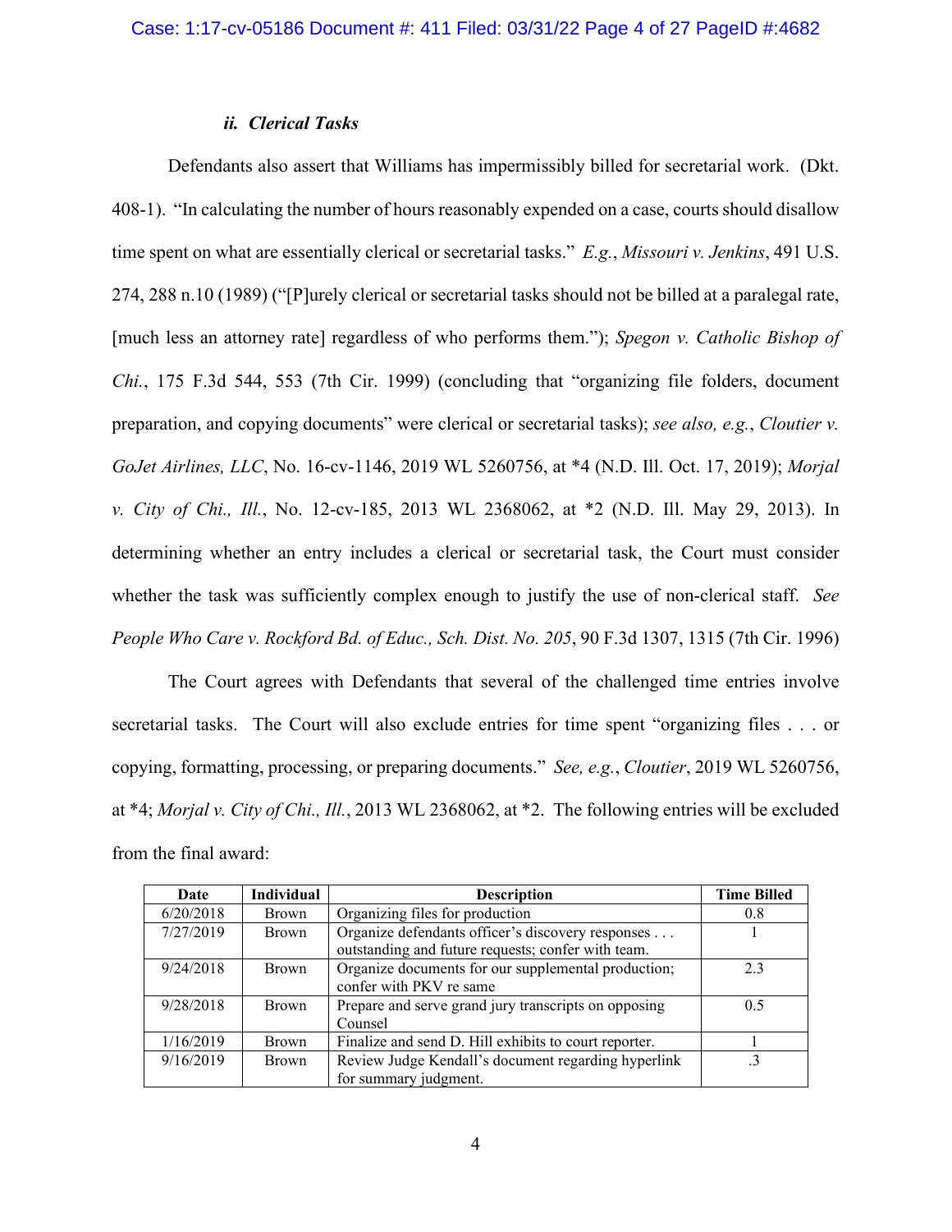### *ii. Clerical Tasks*

Defendants also assert that Williams has impermissibly billed for secretarial work. (Dkt. 408-1). "In calculating the number of hours reasonably expended on a case, courts should disallow time spent on what are essentially clerical or secretarial tasks." *E.g.*, *Missouri v. Jenkins*, 491 U.S. 274, 288 n.10 (1989) ("[P]urely clerical or secretarial tasks should not be billed at a paralegal rate, [much less an attorney rate] regardless of who performs them."); *Spegon v. Catholic Bishop of Chi.*, 175 F.3d 544, 553 (7th Cir. 1999) (concluding that "organizing file folders, document preparation, and copying documents" were clerical or secretarial tasks); *see also, e.g.*, *Cloutier v. GoJet Airlines, LLC*, No. 16-cv-1146, 2019 WL 5260756, at *4 (N.D. Ill. Oct. 17, 2019); *Morjal v. City of Chi., Ill.*, No. 12-cv-185, 2013 WL 2368062, at *2 (N.D. Ill. May 29, 2013). In determining whether an entry includes a clerical or secretarial task, the Court must consider whether the task was sufficiently complex enough to justify the use of non-clerical staff. *See People Who Care v. Rockford Bd. of Educ., Sch. Dist. No. 205*, 90 F.3d 1307, 1315 (7th Cir. 1996)

The Court agrees with Defendants that several of the challenged time entries involve secretarial tasks. The Court will also exclude entries for time spent "organizing files . . . or copying, formatting, processing, or preparing documents." *See, e.g.*, *Cloutier*, 2019 WL 5260756, at *4; *Morjal v. City of Chi., Ill.*, 2013 WL 2368062, at *2. The following entries will be excluded from the final award:

| Date | Individual | Description | Time Billed |
|---|---|---|---|
| 6/20/2018 | Brown | Organizing files for production | 0.8 |
| 7/27/2019 | Brown | Organize defendants officer's discovery responses . . . outstanding and future requests; confer with team. | 1 |
| 9/24/2018 | Brown | Organize documents for our supplemental production; confer with PKV re same | 2.3 |
| 9/28/2018 | Brown | Prepare and serve grand jury transcripts on opposing Counsel | 0.5 |
| 1/16/2019 | Brown | Finalize and send D. Hill exhibits to court reporter. | 1 |
| 9/16/2019 | Brown | Review Judge Kendall's document regarding hyperlink for summary judgment. | .3 |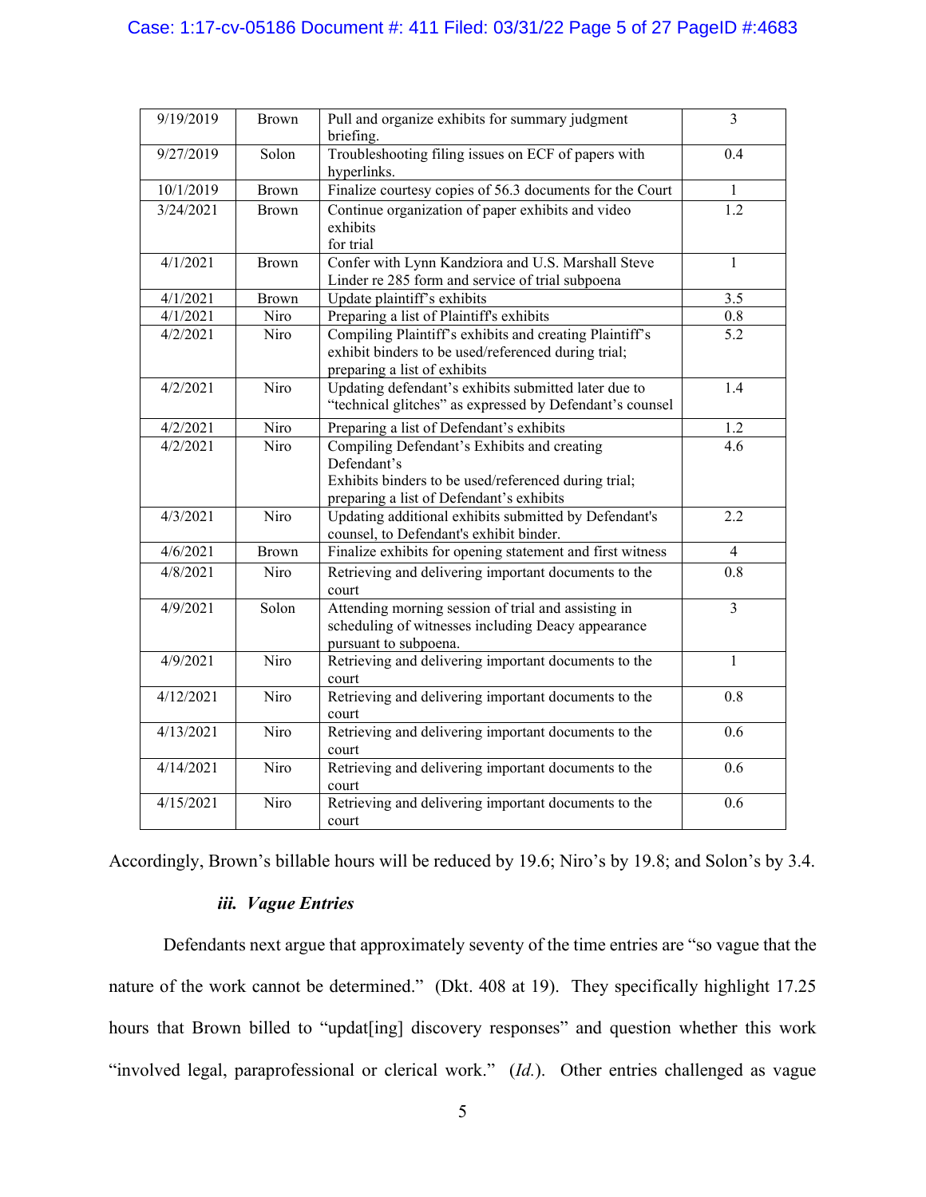| 9/19/2019 | Brown | Pull and organize exhibits for summary judgment briefing. | 3 |
|---|---|---|---|
| 9/27/2019 | Solon | Troubleshooting filing issues on ECF of papers with hyperlinks. | 0.4 |
| 10/1/2019 | Brown | Finalize courtesy copies of 56.3 documents for the Court | 1 |
| 3/24/2021 | Brown | Continue organization of paper exhibits and video exhibits for trial | 1.2 |
| 4/1/2021 | Brown | Confer with Lynn Kandziora and U.S. Marshall Steve Linder re 285 form and service of trial subpoena | 1 |
| 4/1/2021 | Brown | Update plaintiff's exhibits | 3.5 |
| 4/1/2021 | Niro | Preparing a list of Plaintiff's exhibits | 0.8 |
| 4/2/2021 | Niro | Compiling Plaintiff's exhibits and creating Plaintiff's exhibit binders to be used/referenced during trial; preparing a list of exhibits | 5.2 |
| 4/2/2021 | Niro | Updating defendant's exhibits submitted later due to "technical glitches" as expressed by Defendant's counsel | 1.4 |
| 4/2/2021 | Niro | Preparing a list of Defendant's exhibits | 1.2 |
| 4/2/2021 | Niro | Compiling Defendant's Exhibits and creating Defendant's Exhibits binders to be used/referenced during trial; preparing a list of Defendant's exhibits | 4.6 |
| 4/3/2021 | Niro | Updating additional exhibits submitted by Defendant's counsel, to Defendant's exhibit binder. | 2.2 |
| 4/6/2021 | Brown | Finalize exhibits for opening statement and first witness | 4 |
| 4/8/2021 | Niro | Retrieving and delivering important documents to the court | 0.8 |
| 4/9/2021 | Solon | Attending morning session of trial and assisting in scheduling of witnesses including Deacy appearance pursuant to subpoena. | 3 |
| 4/9/2021 | Niro | Retrieving and delivering important documents to the court | 1 |
| 4/12/2021 | Niro | Retrieving and delivering important documents to the court | 0.8 |
| 4/13/2021 | Niro | Retrieving and delivering important documents to the court | 0.6 |
| 4/14/2021 | Niro | Retrieving and delivering important documents to the court | 0.6 |
| 4/15/2021 | Niro | Retrieving and delivering important documents to the court | 0.6 |

Accordingly, Brown's billable hours will be reduced by 19.6; Niro's by 19.8; and Solon's by 3.4.

### *iii. Vague Entries*

Defendants next argue that approximately seventy of the time entries are "so vague that the nature of the work cannot be determined." (Dkt. 408 at 19). They specifically highlight 17.25 hours that Brown billed to "updat[ing] discovery responses" and question whether this work "involved legal, paraprofessional or clerical work." (*Id.*). Other entries challenged as vague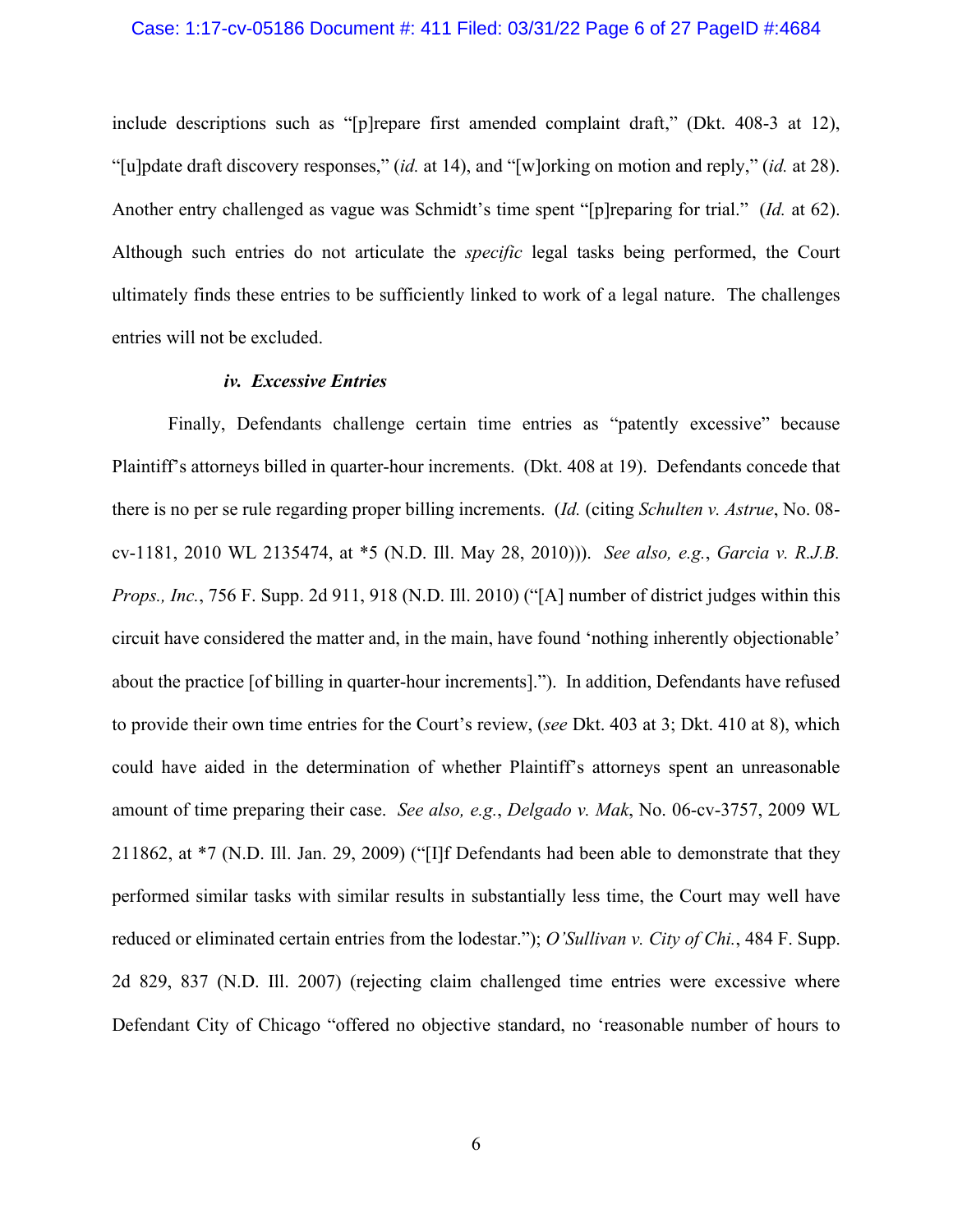include descriptions such as "[p]repare first amended complaint draft," (Dkt. 408-3 at 12), "[u]pdate draft discovery responses," (*id.* at 14), and "[w]orking on motion and reply," (*id.* at 28). Another entry challenged as vague was Schmidt's time spent "[p]reparing for trial." (*Id.* at 62). Although such entries do not articulate the *specific* legal tasks being performed, the Court ultimately finds these entries to be sufficiently linked to work of a legal nature. The challenges entries will not be excluded.

#### *iv. Excessive Entries*

Finally, Defendants challenge certain time entries as "patently excessive" because Plaintiff's attorneys billed in quarter-hour increments. (Dkt. 408 at 19). Defendants concede that there is no per se rule regarding proper billing increments. (*Id.* (citing *Schulten v. Astrue*, No. 08-cv-1181, 2010 WL 2135474, at *5 (N.D. Ill. May 28, 2010))). *See also, e.g.*, *Garcia v. R.J.B. Props., Inc.*, 756 F. Supp. 2d 911, 918 (N.D. Ill. 2010) ("[A] number of district judges within this circuit have considered the matter and, in the main, have found 'nothing inherently objectionable' about the practice [of billing in quarter-hour increments]."). In addition, Defendants have refused to provide their own time entries for the Court's review, (*see* Dkt. 403 at 3; Dkt. 410 at 8), which could have aided in the determination of whether Plaintiff's attorneys spent an unreasonable amount of time preparing their case. *See also, e.g.*, *Delgado v. Mak*, No. 06-cv-3757, 2009 WL 211862, at *7 (N.D. Ill. Jan. 29, 2009) ("[I]f Defendants had been able to demonstrate that they performed similar tasks with similar results in substantially less time, the Court may well have reduced or eliminated certain entries from the lodestar."); *O'Sullivan v. City of Chi.*, 484 F. Supp. 2d 829, 837 (N.D. Ill. 2007) (rejecting claim challenged time entries were excessive where Defendant City of Chicago "offered no objective standard, no 'reasonable number of hours to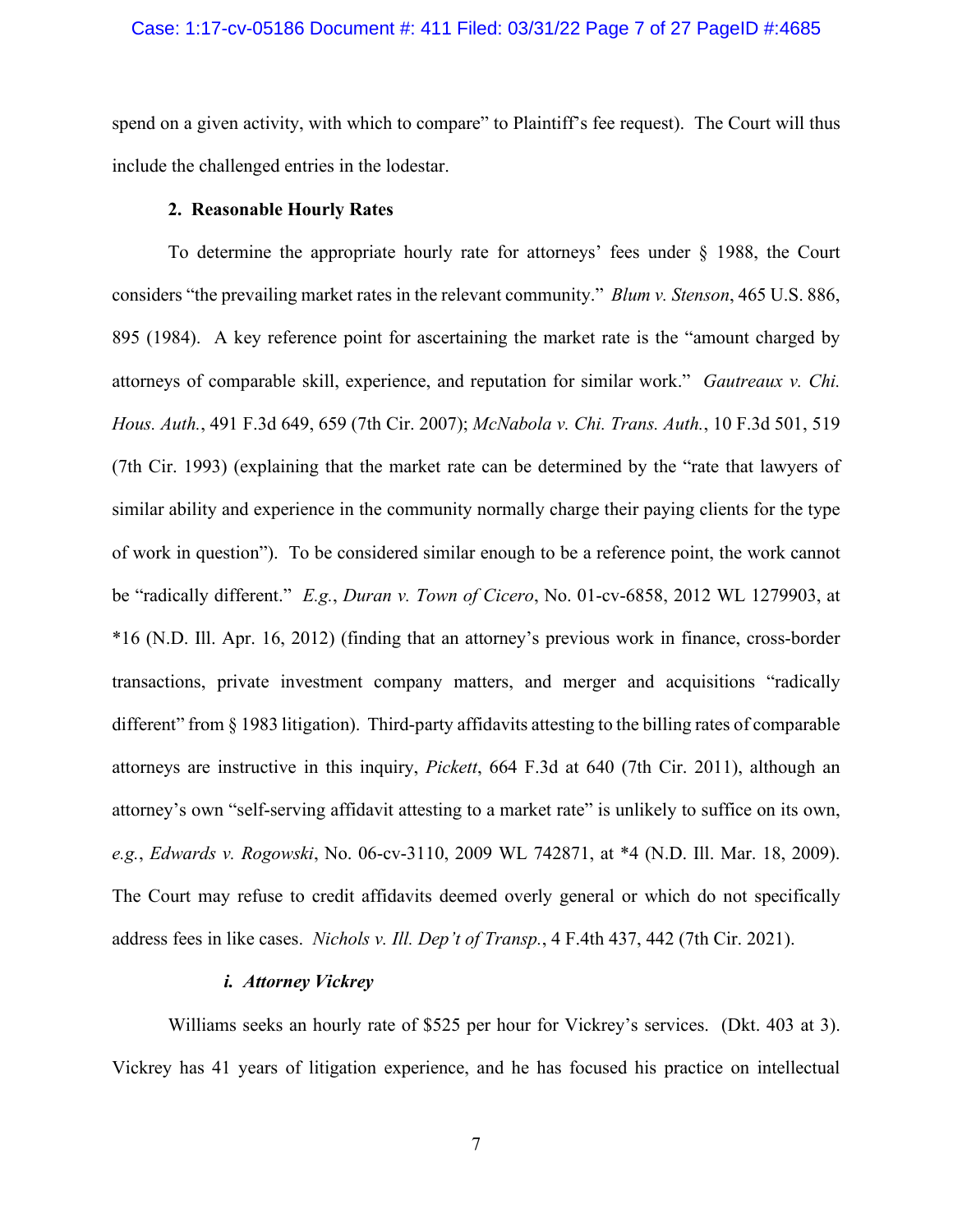spend on a given activity, with which to compare" to Plaintiff's fee request). The Court will thus include the challenged entries in the lodestar.

### 2. Reasonable Hourly Rates

To determine the appropriate hourly rate for attorneys' fees under § 1988, the Court considers "the prevailing market rates in the relevant community." *Blum v. Stenson*, 465 U.S. 886, 895 (1984). A key reference point for ascertaining the market rate is the "amount charged by attorneys of comparable skill, experience, and reputation for similar work." *Gautreaux v. Chi. Hous. Auth.*, 491 F.3d 649, 659 (7th Cir. 2007); *McNabola v. Chi. Trans. Auth.*, 10 F.3d 501, 519 (7th Cir. 1993) (explaining that the market rate can be determined by the "rate that lawyers of similar ability and experience in the community normally charge their paying clients for the type of work in question"). To be considered similar enough to be a reference point, the work cannot be "radically different." *E.g.*, *Duran v. Town of Cicero*, No. 01-cv-6858, 2012 WL 1279903, at *16 (N.D. Ill. Apr. 16, 2012) (finding that an attorney's previous work in finance, cross-border transactions, private investment company matters, and merger and acquisitions "radically different" from § 1983 litigation). Third-party affidavits attesting to the billing rates of comparable attorneys are instructive in this inquiry, *Pickett*, 664 F.3d at 640 (7th Cir. 2011), although an attorney's own "self-serving affidavit attesting to a market rate" is unlikely to suffice on its own, *e.g.*, *Edwards v. Rogowski*, No. 06-cv-3110, 2009 WL 742871, at *4 (N.D. Ill. Mar. 18, 2009). The Court may refuse to credit affidavits deemed overly general or which do not specifically address fees in like cases. *Nichols v. Ill. Dep't of Transp.*, 4 F.4th 437, 442 (7th Cir. 2021).

#### *i. Attorney Vickrey*

Williams seeks an hourly rate of $525 per hour for Vickrey's services. (Dkt. 403 at 3). Vickrey has 41 years of litigation experience, and he has focused his practice on intellectual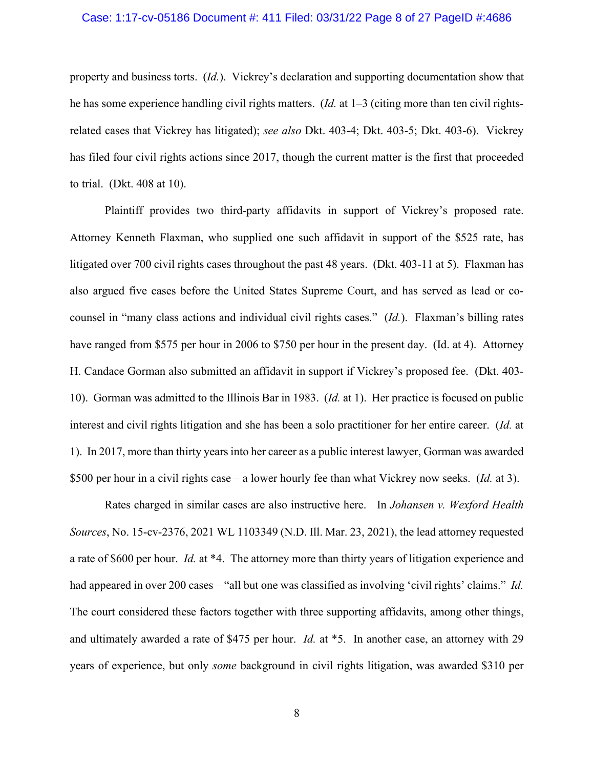property and business torts. (*Id.*). Vickrey's declaration and supporting documentation show that he has some experience handling civil rights matters. (*Id.* at 1–3 (citing more than ten civil rights-related cases that Vickrey has litigated); *see also* Dkt. 403-4; Dkt. 403-5; Dkt. 403-6). Vickrey has filed four civil rights actions since 2017, though the current matter is the first that proceeded to trial. (Dkt. 408 at 10).

Plaintiff provides two third-party affidavits in support of Vickrey's proposed rate. Attorney Kenneth Flaxman, who supplied one such affidavit in support of the $525 rate, has litigated over 700 civil rights cases throughout the past 48 years. (Dkt. 403-11 at 5). Flaxman has also argued five cases before the United States Supreme Court, and has served as lead or co-counsel in "many class actions and individual civil rights cases." (*Id.*). Flaxman's billing rates have ranged from $575 per hour in 2006 to $750 per hour in the present day. (Id. at 4). Attorney H. Candace Gorman also submitted an affidavit in support if Vickrey's proposed fee. (Dkt. 403-10). Gorman was admitted to the Illinois Bar in 1983. (*Id.* at 1). Her practice is focused on public interest and civil rights litigation and she has been a solo practitioner for her entire career. (*Id.* at 1). In 2017, more than thirty years into her career as a public interest lawyer, Gorman was awarded $500 per hour in a civil rights case – a lower hourly fee than what Vickrey now seeks. (*Id.* at 3).

Rates charged in similar cases are also instructive here. In *Johansen v. Wexford Health Sources*, No. 15-cv-2376, 2021 WL 1103349 (N.D. Ill. Mar. 23, 2021), the lead attorney requested a rate of $600 per hour. *Id.* at *4. The attorney more than thirty years of litigation experience and had appeared in over 200 cases – "all but one was classified as involving 'civil rights' claims." *Id.* The court considered these factors together with three supporting affidavits, among other things, and ultimately awarded a rate of $475 per hour. *Id.* at *5. In another case, an attorney with 29 years of experience, but only *some* background in civil rights litigation, was awarded $310 per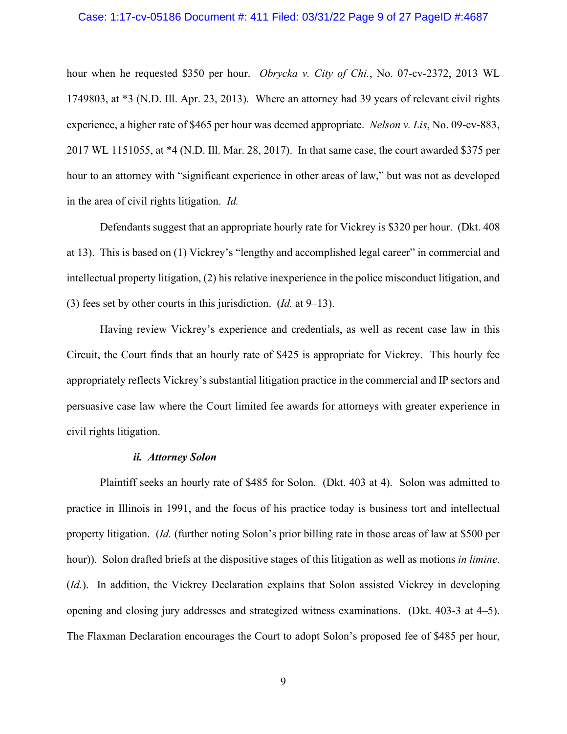hour when he requested $350 per hour. *Obrycka v. City of Chi.*, No. 07-cv-2372, 2013 WL 1749803, at *3 (N.D. Ill. Apr. 23, 2013). Where an attorney had 39 years of relevant civil rights experience, a higher rate of $465 per hour was deemed appropriate. *Nelson v. Lis*, No. 09-cv-883, 2017 WL 1151055, at *4 (N.D. Ill. Mar. 28, 2017). In that same case, the court awarded $375 per hour to an attorney with "significant experience in other areas of law," but was not as developed in the area of civil rights litigation. *Id.*

Defendants suggest that an appropriate hourly rate for Vickrey is $320 per hour. (Dkt. 408 at 13). This is based on (1) Vickrey's "lengthy and accomplished legal career" in commercial and intellectual property litigation, (2) his relative inexperience in the police misconduct litigation, and (3) fees set by other courts in this jurisdiction. (*Id.* at 9–13).

Having review Vickrey's experience and credentials, as well as recent case law in this Circuit, the Court finds that an hourly rate of $425 is appropriate for Vickrey. This hourly fee appropriately reflects Vickrey's substantial litigation practice in the commercial and IP sectors and persuasive case law where the Court limited fee awards for attorneys with greater experience in civil rights litigation.

***ii. Attorney Solon***

Plaintiff seeks an hourly rate of $485 for Solon. (Dkt. 403 at 4). Solon was admitted to practice in Illinois in 1991, and the focus of his practice today is business tort and intellectual property litigation. (*Id.* (further noting Solon's prior billing rate in those areas of law at $500 per hour)). Solon drafted briefs at the dispositive stages of this litigation as well as motions *in limine*. (*Id.*). In addition, the Vickrey Declaration explains that Solon assisted Vickrey in developing opening and closing jury addresses and strategized witness examinations. (Dkt. 403-3 at 4–5). The Flaxman Declaration encourages the Court to adopt Solon's proposed fee of $485 per hour,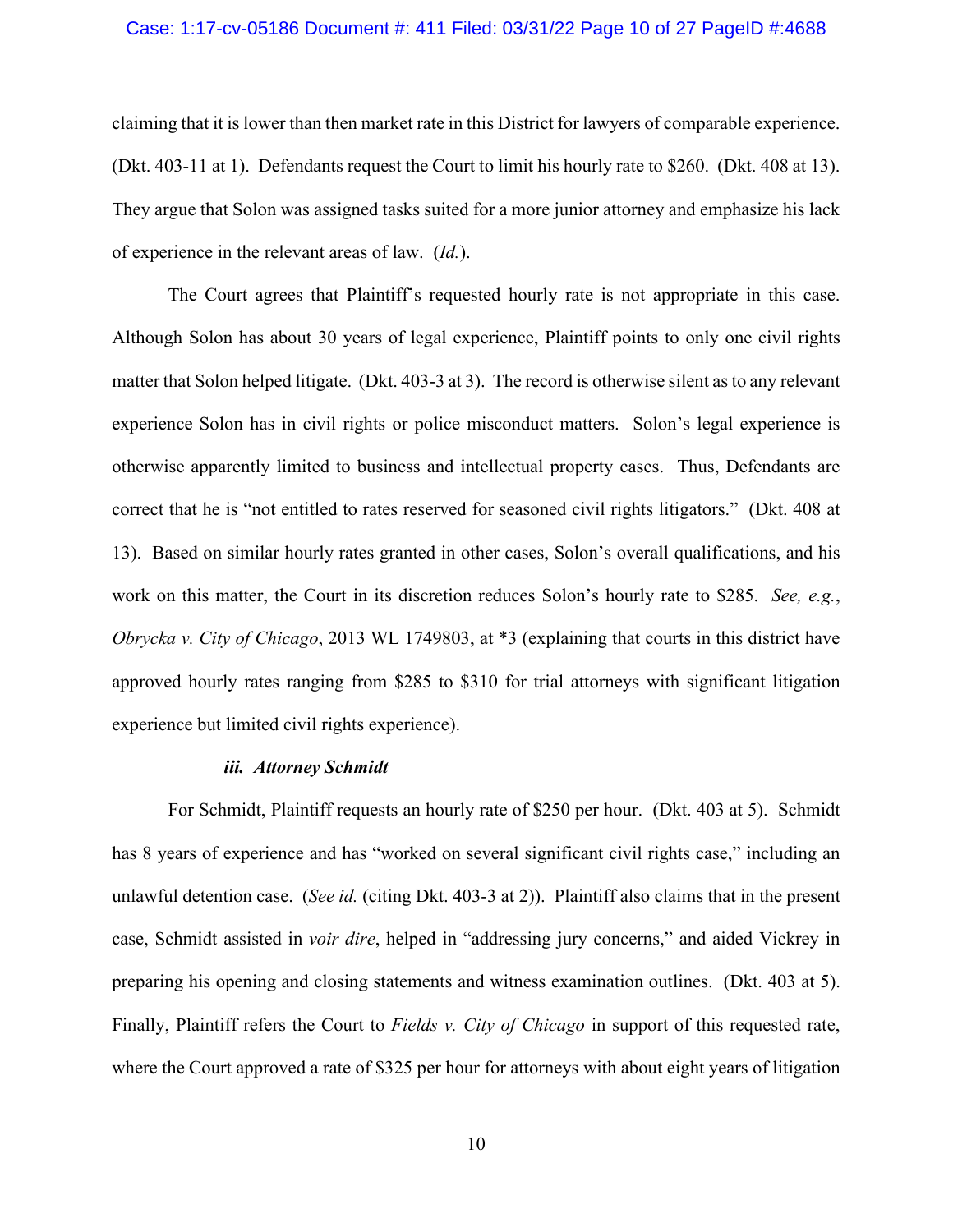claiming that it is lower than then market rate in this District for lawyers of comparable experience. (Dkt. 403-11 at 1). Defendants request the Court to limit his hourly rate to $260. (Dkt. 408 at 13). They argue that Solon was assigned tasks suited for a more junior attorney and emphasize his lack of experience in the relevant areas of law. (*Id.*).

The Court agrees that Plaintiff's requested hourly rate is not appropriate in this case. Although Solon has about 30 years of legal experience, Plaintiff points to only one civil rights matter that Solon helped litigate. (Dkt. 403-3 at 3). The record is otherwise silent as to any relevant experience Solon has in civil rights or police misconduct matters. Solon's legal experience is otherwise apparently limited to business and intellectual property cases. Thus, Defendants are correct that he is "not entitled to rates reserved for seasoned civil rights litigators." (Dkt. 408 at 13). Based on similar hourly rates granted in other cases, Solon's overall qualifications, and his work on this matter, the Court in its discretion reduces Solon's hourly rate to $285. *See, e.g.*, *Obrycka v. City of Chicago*, 2013 WL 1749803, at *3 (explaining that courts in this district have approved hourly rates ranging from $285 to $310 for trial attorneys with significant litigation experience but limited civil rights experience).

***iii. Attorney Schmidt***

For Schmidt, Plaintiff requests an hourly rate of $250 per hour. (Dkt. 403 at 5). Schmidt has 8 years of experience and has "worked on several significant civil rights case," including an unlawful detention case. (*See id.* (citing Dkt. 403-3 at 2)). Plaintiff also claims that in the present case, Schmidt assisted in *voir dire*, helped in "addressing jury concerns," and aided Vickrey in preparing his opening and closing statements and witness examination outlines. (Dkt. 403 at 5). Finally, Plaintiff refers the Court to *Fields v. City of Chicago* in support of this requested rate, where the Court approved a rate of $325 per hour for attorneys with about eight years of litigation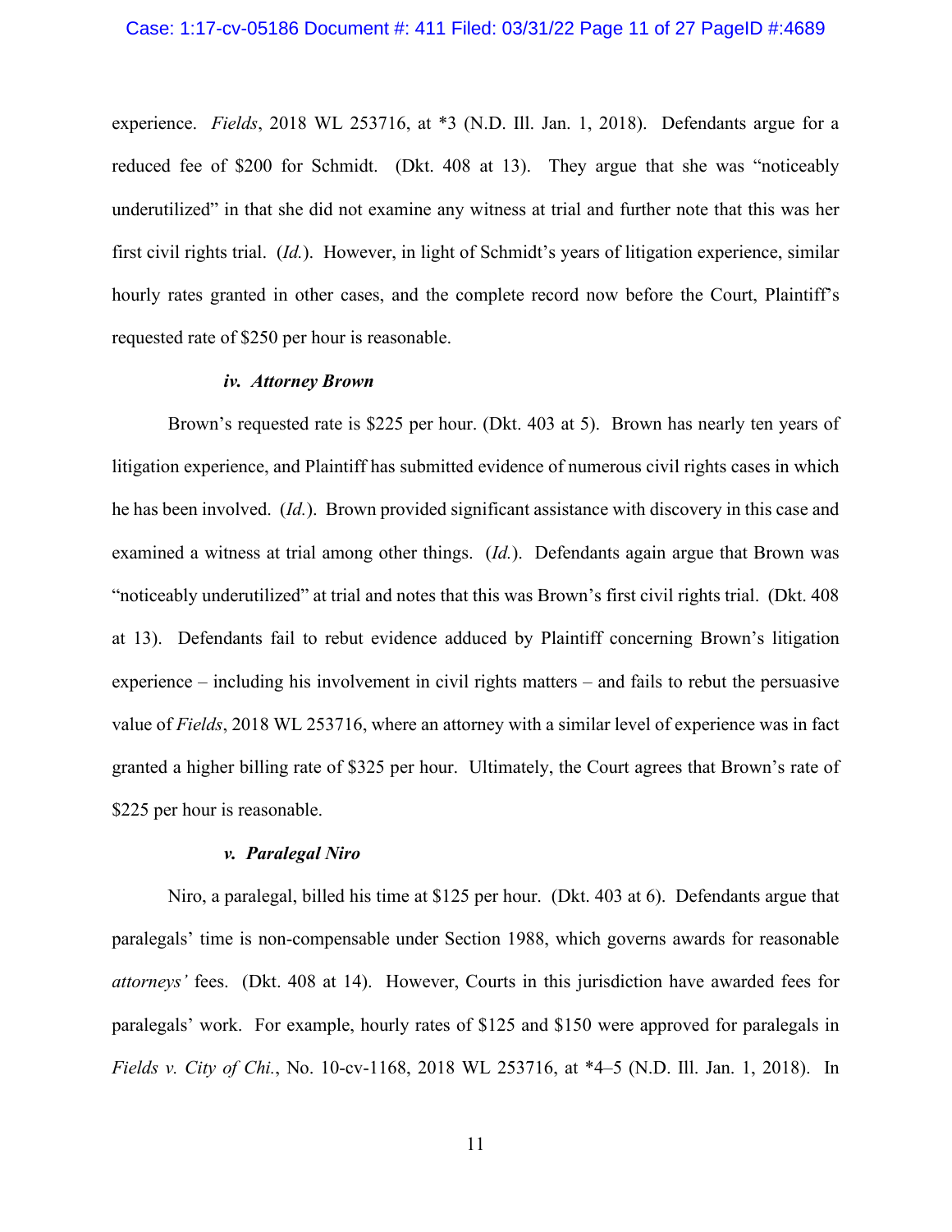experience. *Fields*, 2018 WL 253716, at *3 (N.D. Ill. Jan. 1, 2018). Defendants argue for a reduced fee of $200 for Schmidt. (Dkt. 408 at 13). They argue that she was "noticeably underutilized" in that she did not examine any witness at trial and further note that this was her first civil rights trial. (*Id.*). However, in light of Schmidt's years of litigation experience, similar hourly rates granted in other cases, and the complete record now before the Court, Plaintiff's requested rate of $250 per hour is reasonable.

#### ***iv. Attorney Brown***

Brown's requested rate is $225 per hour. (Dkt. 403 at 5). Brown has nearly ten years of litigation experience, and Plaintiff has submitted evidence of numerous civil rights cases in which he has been involved. (*Id.*). Brown provided significant assistance with discovery in this case and examined a witness at trial among other things. (*Id.*). Defendants again argue that Brown was "noticeably underutilized" at trial and notes that this was Brown's first civil rights trial. (Dkt. 408 at 13). Defendants fail to rebut evidence adduced by Plaintiff concerning Brown's litigation experience – including his involvement in civil rights matters – and fails to rebut the persuasive value of *Fields*, 2018 WL 253716, where an attorney with a similar level of experience was in fact granted a higher billing rate of $325 per hour. Ultimately, the Court agrees that Brown's rate of $225 per hour is reasonable.

#### ***v. Paralegal Niro***

Niro, a paralegal, billed his time at $125 per hour. (Dkt. 403 at 6). Defendants argue that paralegals' time is non-compensable under Section 1988, which governs awards for reasonable *attorneys'* fees. (Dkt. 408 at 14). However, Courts in this jurisdiction have awarded fees for paralegals' work. For example, hourly rates of $125 and $150 were approved for paralegals in *Fields v. City of Chi.*, No. 10-cv-1168, 2018 WL 253716, at *4–5 (N.D. Ill. Jan. 1, 2018). In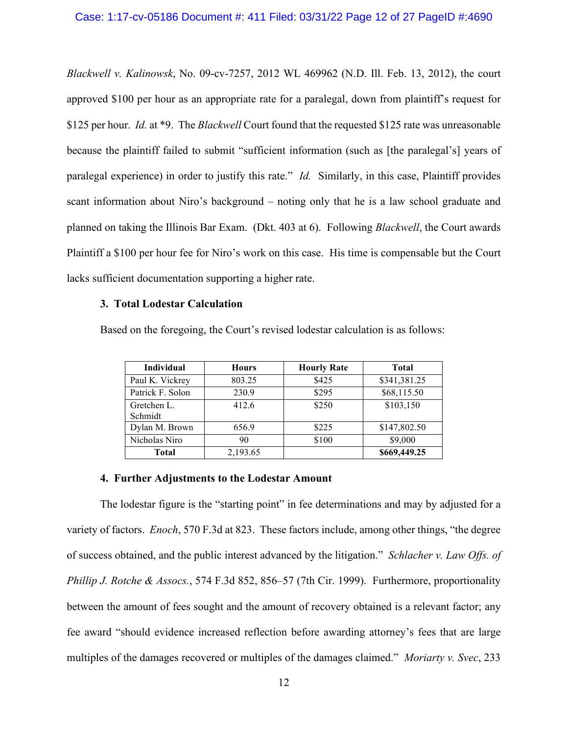*Blackwell v. Kalinowsk*, No. 09-cv-7257, 2012 WL 469962 (N.D. Ill. Feb. 13, 2012), the court approved $100 per hour as an appropriate rate for a paralegal, down from plaintiff's request for $125 per hour. *Id.* at *9. The *Blackwell* Court found that the requested $125 rate was unreasonable because the plaintiff failed to submit "sufficient information (such as [the paralegal's] years of paralegal experience) in order to justify this rate." *Id.* Similarly, in this case, Plaintiff provides scant information about Niro's background – noting only that he is a law school graduate and planned on taking the Illinois Bar Exam. (Dkt. 403 at 6). Following *Blackwell*, the Court awards Plaintiff a $100 per hour fee for Niro's work on this case. His time is compensable but the Court lacks sufficient documentation supporting a higher rate.

**3. Total Lodestar Calculation**

Based on the foregoing, the Court's revised lodestar calculation is as follows:

| Individual | Hours | Hourly Rate | Total |
|---|---|---|---|
| Paul K. Vickrey | 803.25 | $425 | $341,381.25 |
| Patrick F. Solon | 230.9 | $295 | $68,115.50 |
| Gretchen L. Schmidt | 412.6 | $250 | $103,150 |
| Dylan M. Brown | 656.9 | $225 | $147,802.50 |
| Nicholas Niro | 90 | $100 | $9,000 |
| **Total** | 2,193.65 | | **$669,449.25** |

**4. Further Adjustments to the Lodestar Amount**

The lodestar figure is the "starting point" in fee determinations and may by adjusted for a variety of factors. *Enoch*, 570 F.3d at 823. These factors include, among other things, "the degree of success obtained, and the public interest advanced by the litigation." *Schlacher v. Law Offs. of Phillip J. Rotche & Assocs.*, 574 F.3d 852, 856–57 (7th Cir. 1999). Furthermore, proportionality between the amount of fees sought and the amount of recovery obtained is a relevant factor; any fee award "should evidence increased reflection before awarding attorney's fees that are large multiples of the damages recovered or multiples of the damages claimed." *Moriarty v. Svec*, 233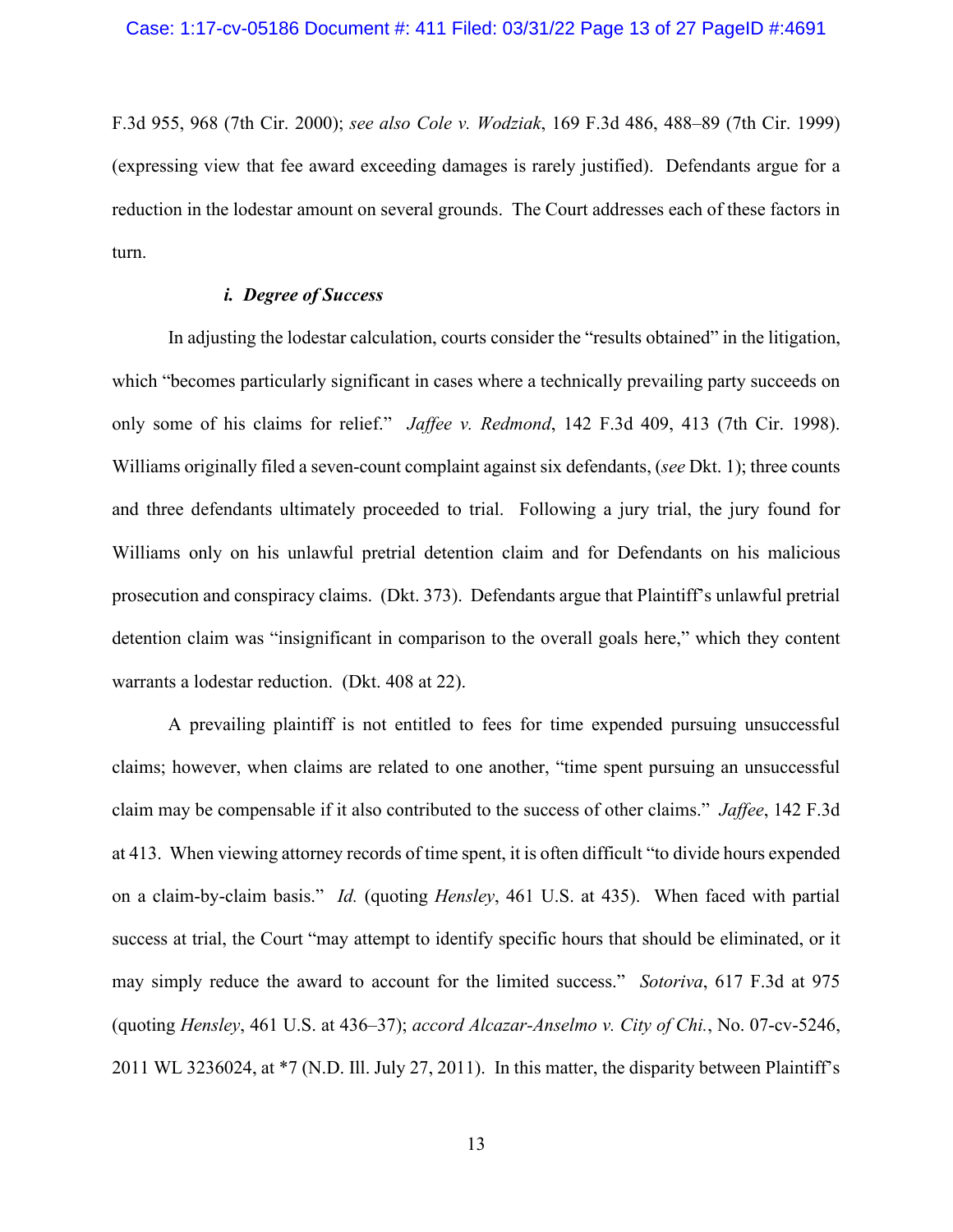F.3d 955, 968 (7th Cir. 2000); *see also Cole v. Wodziak*, 169 F.3d 486, 488–89 (7th Cir. 1999) (expressing view that fee award exceeding damages is rarely justified). Defendants argue for a reduction in the lodestar amount on several grounds. The Court addresses each of these factors in turn.

#### *i. Degree of Success*

In adjusting the lodestar calculation, courts consider the "results obtained" in the litigation, which "becomes particularly significant in cases where a technically prevailing party succeeds on only some of his claims for relief." *Jaffee v. Redmond*, 142 F.3d 409, 413 (7th Cir. 1998). Williams originally filed a seven-count complaint against six defendants, (*see* Dkt. 1); three counts and three defendants ultimately proceeded to trial. Following a jury trial, the jury found for Williams only on his unlawful pretrial detention claim and for Defendants on his malicious prosecution and conspiracy claims. (Dkt. 373). Defendants argue that Plaintiff's unlawful pretrial detention claim was "insignificant in comparison to the overall goals here," which they content warrants a lodestar reduction. (Dkt. 408 at 22).

A prevailing plaintiff is not entitled to fees for time expended pursuing unsuccessful claims; however, when claims are related to one another, "time spent pursuing an unsuccessful claim may be compensable if it also contributed to the success of other claims." *Jaffee*, 142 F.3d at 413. When viewing attorney records of time spent, it is often difficult "to divide hours expended on a claim-by-claim basis." *Id.* (quoting *Hensley*, 461 U.S. at 435). When faced with partial success at trial, the Court "may attempt to identify specific hours that should be eliminated, or it may simply reduce the award to account for the limited success." *Sotoriva*, 617 F.3d at 975 (quoting *Hensley*, 461 U.S. at 436–37); *accord Alcazar-Anselmo v. City of Chi.*, No. 07-cv-5246, 2011 WL 3236024, at \*7 (N.D. Ill. July 27, 2011). In this matter, the disparity between Plaintiff's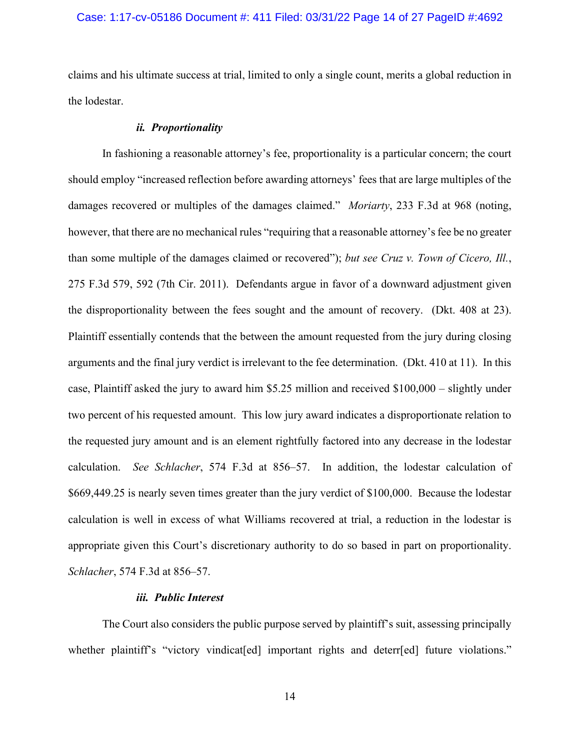claims and his ultimate success at trial, limited to only a single count, merits a global reduction in the lodestar.

#### ***ii. Proportionality***

In fashioning a reasonable attorney's fee, proportionality is a particular concern; the court should employ "increased reflection before awarding attorneys' fees that are large multiples of the damages recovered or multiples of the damages claimed." *Moriarty*, 233 F.3d at 968 (noting, however, that there are no mechanical rules "requiring that a reasonable attorney's fee be no greater than some multiple of the damages claimed or recovered"); *but see Cruz v. Town of Cicero, Ill.*, 275 F.3d 579, 592 (7th Cir. 2011). Defendants argue in favor of a downward adjustment given the disproportionality between the fees sought and the amount of recovery. (Dkt. 408 at 23). Plaintiff essentially contends that the between the amount requested from the jury during closing arguments and the final jury verdict is irrelevant to the fee determination. (Dkt. 410 at 11). In this case, Plaintiff asked the jury to award him $5.25 million and received $100,000 – slightly under two percent of his requested amount. This low jury award indicates a disproportionate relation to the requested jury amount and is an element rightfully factored into any decrease in the lodestar calculation. *See Schlacher*, 574 F.3d at 856–57. In addition, the lodestar calculation of $669,449.25 is nearly seven times greater than the jury verdict of $100,000. Because the lodestar calculation is well in excess of what Williams recovered at trial, a reduction in the lodestar is appropriate given this Court's discretionary authority to do so based in part on proportionality. *Schlacher*, 574 F.3d at 856–57.

#### ***iii. Public Interest***

The Court also considers the public purpose served by plaintiff's suit, assessing principally whether plaintiff's "victory vindicat[ed] important rights and deterr[ed] future violations."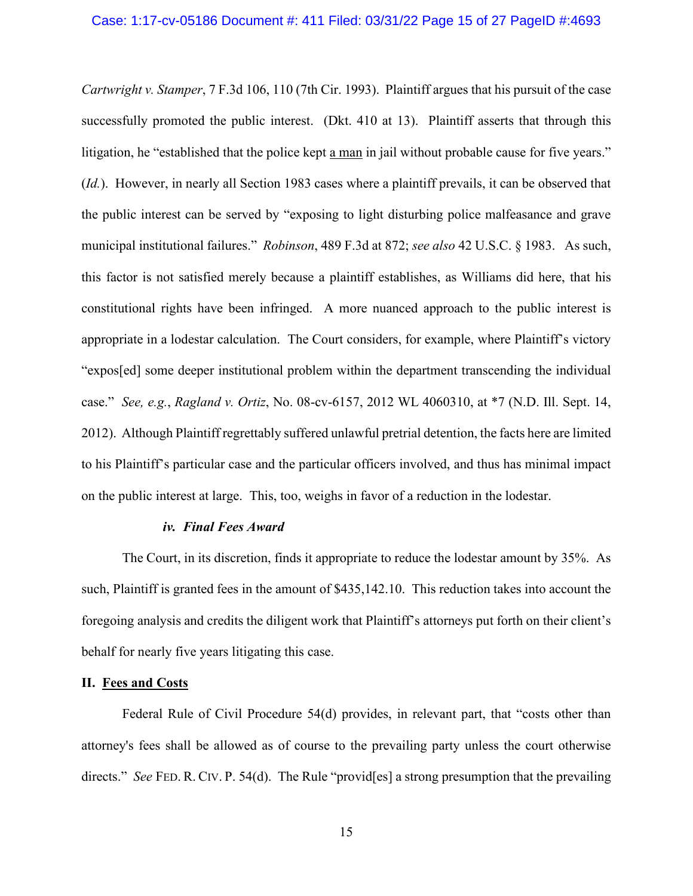*Cartwright v. Stamper*, 7 F.3d 106, 110 (7th Cir. 1993). Plaintiff argues that his pursuit of the case successfully promoted the public interest. (Dkt. 410 at 13). Plaintiff asserts that through this litigation, he "established that the police kept <u>a man</u> in jail without probable cause for five years." (*Id.*). However, in nearly all Section 1983 cases where a plaintiff prevails, it can be observed that the public interest can be served by "exposing to light disturbing police malfeasance and grave municipal institutional failures." *Robinson*, 489 F.3d at 872; *see also* 42 U.S.C. § 1983. As such, this factor is not satisfied merely because a plaintiff establishes, as Williams did here, that his constitutional rights have been infringed. A more nuanced approach to the public interest is appropriate in a lodestar calculation. The Court considers, for example, where Plaintiff's victory "expos[ed] some deeper institutional problem within the department transcending the individual case." *See, e.g.*, *Ragland v. Ortiz*, No. 08-cv-6157, 2012 WL 4060310, at *7 (N.D. Ill. Sept. 14, 2012). Although Plaintiff regrettably suffered unlawful pretrial detention, the facts here are limited to his Plaintiff's particular case and the particular officers involved, and thus has minimal impact on the public interest at large. This, too, weighs in favor of a reduction in the lodestar.

#### *iv. Final Fees Award*

The Court, in its discretion, finds it appropriate to reduce the lodestar amount by 35%. As such, Plaintiff is granted fees in the amount of $435,142.10. This reduction takes into account the foregoing analysis and credits the diligent work that Plaintiff's attorneys put forth on their client's behalf for nearly five years litigating this case.

## II. <u>Fees and Costs</u>

Federal Rule of Civil Procedure 54(d) provides, in relevant part, that "costs other than attorney's fees shall be allowed as of course to the prevailing party unless the court otherwise directs." *See* FED. R. CIV. P. 54(d). The Rule "provid[es] a strong presumption that the prevailing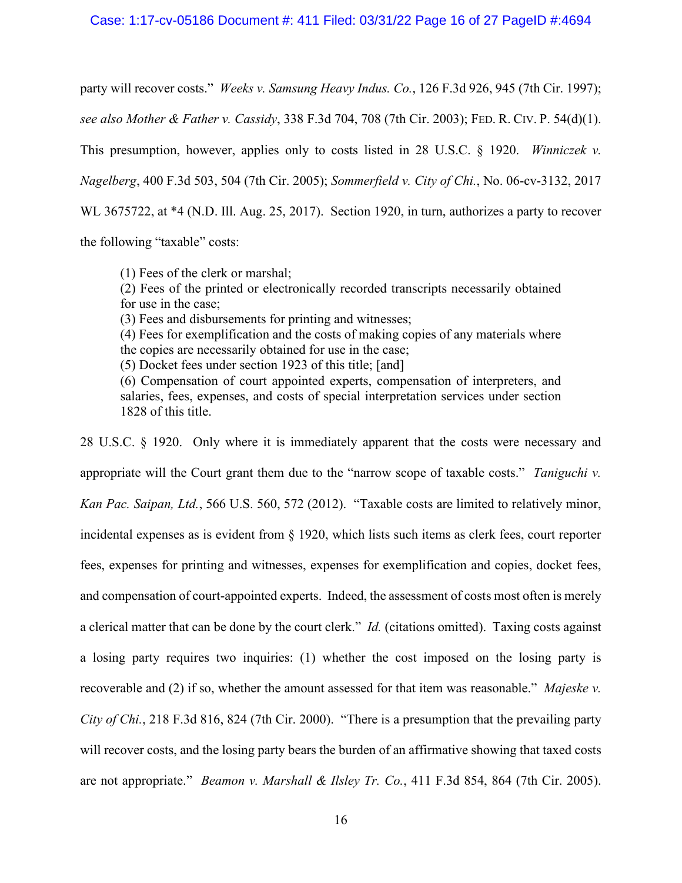party will recover costs." *Weeks v. Samsung Heavy Indus. Co.*, 126 F.3d 926, 945 (7th Cir. 1997); *see also Mother & Father v. Cassidy*, 338 F.3d 704, 708 (7th Cir. 2003); FED. R. CIV. P. 54(d)(1). This presumption, however, applies only to costs listed in 28 U.S.C. § 1920. *Winniczek v. Nagelberg*, 400 F.3d 503, 504 (7th Cir. 2005); *Sommerfield v. City of Chi.*, No. 06-cv-3132, 2017 WL 3675722, at *4 (N.D. Ill. Aug. 25, 2017). Section 1920, in turn, authorizes a party to recover the following "taxable" costs:

> (1) Fees of the clerk or marshal;
> (2) Fees of the printed or electronically recorded transcripts necessarily obtained for use in the case;
> (3) Fees and disbursements for printing and witnesses;
> (4) Fees for exemplification and the costs of making copies of any materials where the copies are necessarily obtained for use in the case;
> (5) Docket fees under section 1923 of this title; [and]
> (6) Compensation of court appointed experts, compensation of interpreters, and salaries, fees, expenses, and costs of special interpretation services under section 1828 of this title.

28 U.S.C. § 1920. Only where it is immediately apparent that the costs were necessary and appropriate will the Court grant them due to the "narrow scope of taxable costs." *Taniguchi v. Kan Pac. Saipan, Ltd.*, 566 U.S. 560, 572 (2012). "Taxable costs are limited to relatively minor, incidental expenses as is evident from § 1920, which lists such items as clerk fees, court reporter fees, expenses for printing and witnesses, expenses for exemplification and copies, docket fees, and compensation of court-appointed experts. Indeed, the assessment of costs most often is merely a clerical matter that can be done by the court clerk." *Id.* (citations omitted). Taxing costs against a losing party requires two inquiries: (1) whether the cost imposed on the losing party is recoverable and (2) if so, whether the amount assessed for that item was reasonable." *Majeske v. City of Chi.*, 218 F.3d 816, 824 (7th Cir. 2000). "There is a presumption that the prevailing party will recover costs, and the losing party bears the burden of an affirmative showing that taxed costs are not appropriate." *Beamon v. Marshall & Ilsley Tr. Co.*, 411 F.3d 854, 864 (7th Cir. 2005).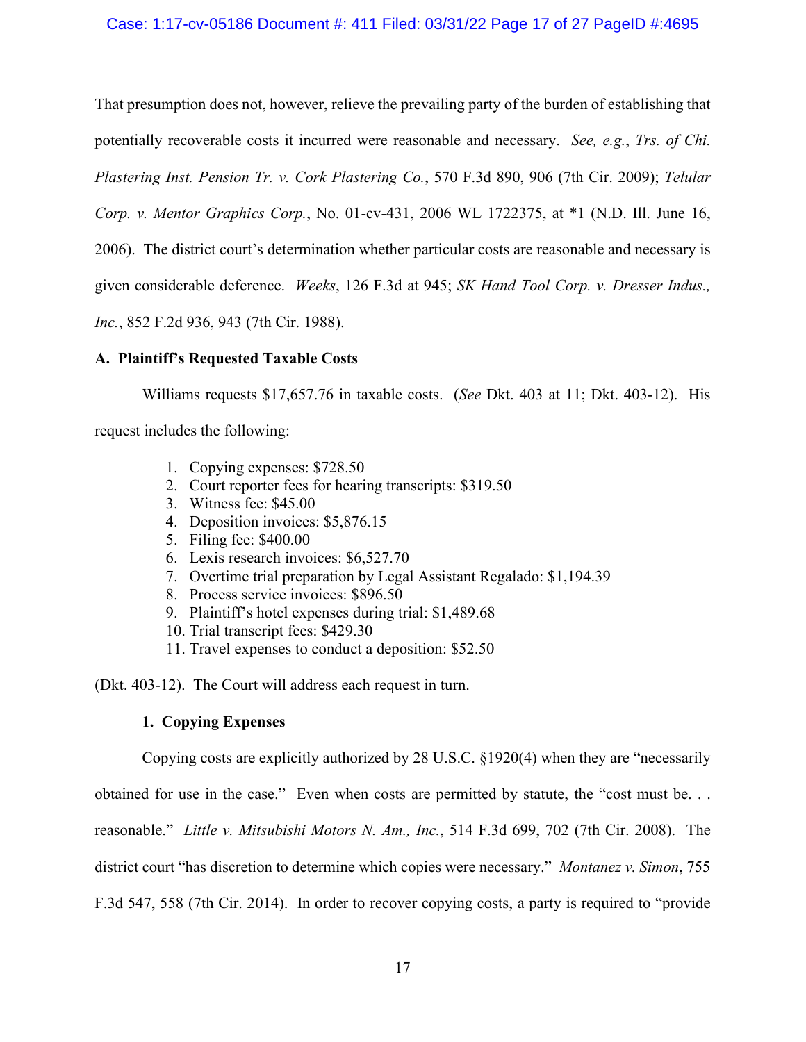That presumption does not, however, relieve the prevailing party of the burden of establishing that potentially recoverable costs it incurred were reasonable and necessary. *See, e.g.*, *Trs. of Chi. Plastering Inst. Pension Tr. v. Cork Plastering Co.*, 570 F.3d 890, 906 (7th Cir. 2009); *Telular Corp. v. Mentor Graphics Corp.*, No. 01-cv-431, 2006 WL 1722375, at *1 (N.D. Ill. June 16, 2006). The district court's determination whether particular costs are reasonable and necessary is given considerable deference. *Weeks*, 126 F.3d at 945; *SK Hand Tool Corp. v. Dresser Indus., Inc.*, 852 F.2d 936, 943 (7th Cir. 1988).

### A. Plaintiff's Requested Taxable Costs

Williams requests $17,657.76 in taxable costs. (*See* Dkt. 403 at 11; Dkt. 403-12). His request includes the following:

1. Copying expenses: $728.50
2. Court reporter fees for hearing transcripts: $319.50
3. Witness fee: $45.00
4. Deposition invoices: $5,876.15
5. Filing fee: $400.00
6. Lexis research invoices: $6,527.70
7. Overtime trial preparation by Legal Assistant Regalado: $1,194.39
8. Process service invoices: $896.50
9. Plaintiff's hotel expenses during trial: $1,489.68
10. Trial transcript fees: $429.30
11. Travel expenses to conduct a deposition: $52.50

(Dkt. 403-12). The Court will address each request in turn.

#### 1. Copying Expenses

Copying costs are explicitly authorized by 28 U.S.C. §1920(4) when they are "necessarily obtained for use in the case." Even when costs are permitted by statute, the "cost must be. . . reasonable." *Little v. Mitsubishi Motors N. Am., Inc.*, 514 F.3d 699, 702 (7th Cir. 2008). The district court "has discretion to determine which copies were necessary." *Montanez v. Simon*, 755 F.3d 547, 558 (7th Cir. 2014). In order to recover copying costs, a party is required to "provide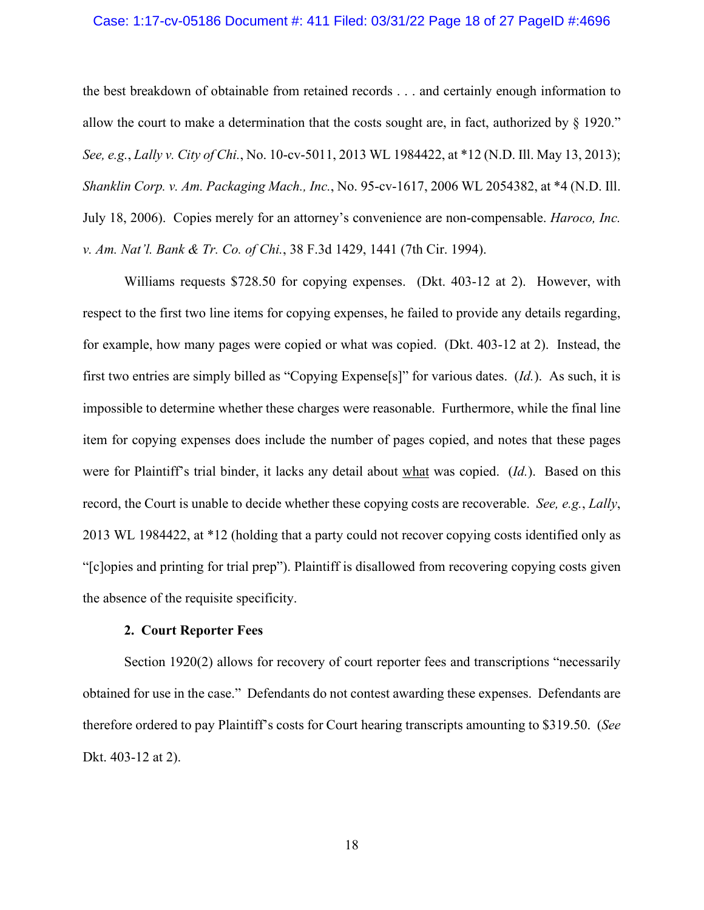the best breakdown of obtainable from retained records . . . and certainly enough information to allow the court to make a determination that the costs sought are, in fact, authorized by § 1920." *See, e.g.*, *Lally v. City of Chi.*, No. 10-cv-5011, 2013 WL 1984422, at *12 (N.D. Ill. May 13, 2013); *Shanklin Corp. v. Am. Packaging Mach., Inc.*, No. 95-cv-1617, 2006 WL 2054382, at *4 (N.D. Ill. July 18, 2006). Copies merely for an attorney's convenience are non-compensable. *Haroco, Inc. v. Am. Nat'l. Bank & Tr. Co. of Chi.*, 38 F.3d 1429, 1441 (7th Cir. 1994).

Williams requests $728.50 for copying expenses. (Dkt. 403-12 at 2). However, with respect to the first two line items for copying expenses, he failed to provide any details regarding, for example, how many pages were copied or what was copied. (Dkt. 403-12 at 2). Instead, the first two entries are simply billed as "Copying Expense[s]" for various dates. (*Id.*). As such, it is impossible to determine whether these charges were reasonable. Furthermore, while the final line item for copying expenses does include the number of pages copied, and notes that these pages were for Plaintiff's trial binder, it lacks any detail about <u>what</u> was copied. (*Id.*). Based on this record, the Court is unable to decide whether these copying costs are recoverable. *See, e.g.*, *Lally*, 2013 WL 1984422, at *12 (holding that a party could not recover copying costs identified only as "[c]opies and printing for trial prep"). Plaintiff is disallowed from recovering copying costs given the absence of the requisite specificity.

**2. Court Reporter Fees**

Section 1920(2) allows for recovery of court reporter fees and transcriptions "necessarily obtained for use in the case." Defendants do not contest awarding these expenses. Defendants are therefore ordered to pay Plaintiff's costs for Court hearing transcripts amounting to $319.50. (*See* Dkt. 403-12 at 2).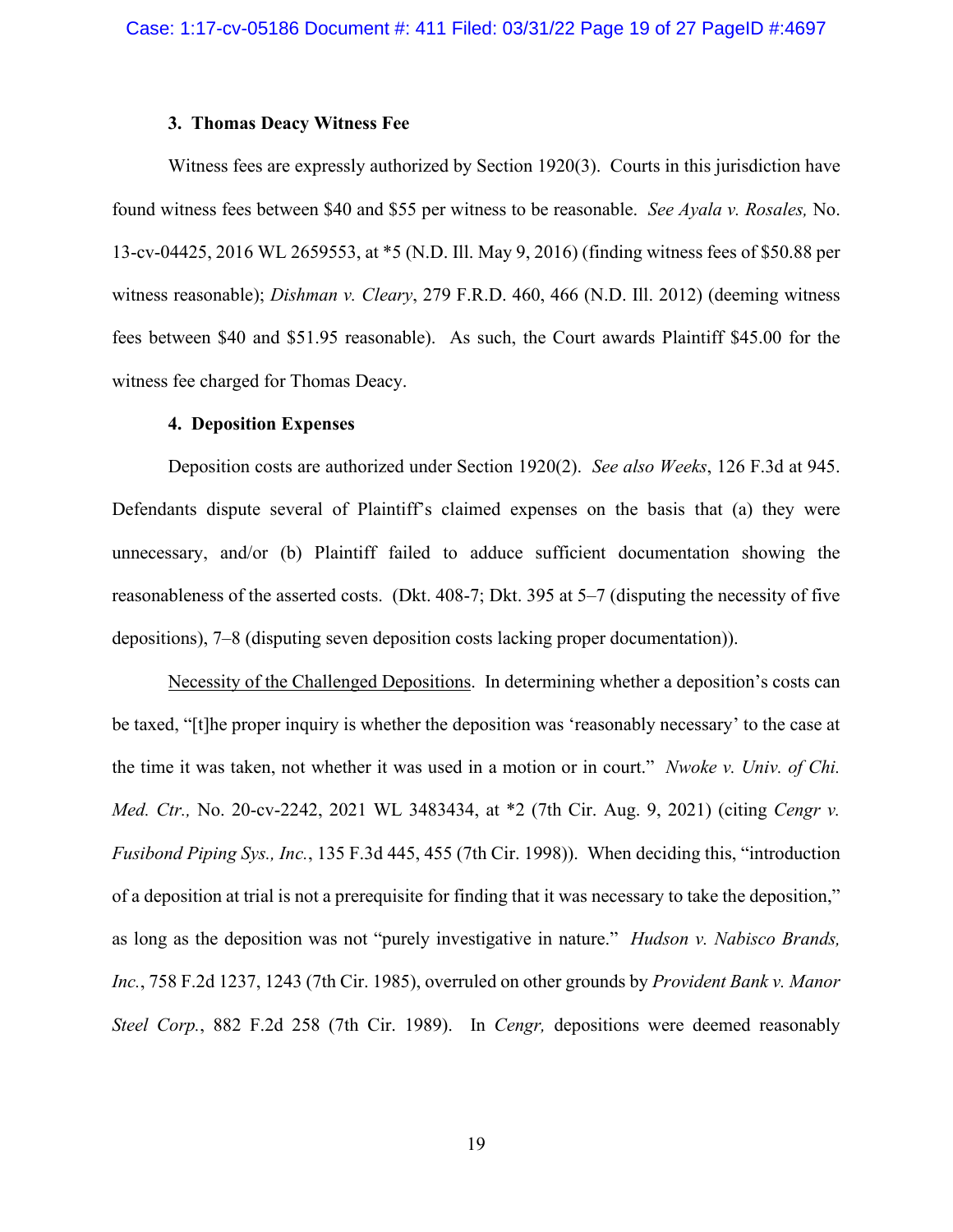#### 3. Thomas Deacy Witness Fee

Witness fees are expressly authorized by Section 1920(3). Courts in this jurisdiction have found witness fees between $40 and $55 per witness to be reasonable. *See Ayala v. Rosales,* No. 13-cv-04425, 2016 WL 2659553, at *5 (N.D. Ill. May 9, 2016) (finding witness fees of $50.88 per witness reasonable); *Dishman v. Cleary*, 279 F.R.D. 460, 466 (N.D. Ill. 2012) (deeming witness fees between $40 and $51.95 reasonable). As such, the Court awards Plaintiff $45.00 for the witness fee charged for Thomas Deacy.

#### 4. Deposition Expenses

Deposition costs are authorized under Section 1920(2). *See also Weeks*, 126 F.3d at 945. Defendants dispute several of Plaintiff's claimed expenses on the basis that (a) they were unnecessary, and/or (b) Plaintiff failed to adduce sufficient documentation showing the reasonableness of the asserted costs. (Dkt. 408-7; Dkt. 395 at 5–7 (disputing the necessity of five depositions), 7–8 (disputing seven deposition costs lacking proper documentation)).

<u>Necessity of the Challenged Depositions</u>. In determining whether a deposition's costs can be taxed, "[t]he proper inquiry is whether the deposition was 'reasonably necessary' to the case at the time it was taken, not whether it was used in a motion or in court." *Nwoke v. Univ. of Chi. Med. Ctr.,* No. 20-cv-2242, 2021 WL 3483434, at *2 (7th Cir. Aug. 9, 2021) (citing *Cengr v. Fusibond Piping Sys., Inc.*, 135 F.3d 445, 455 (7th Cir. 1998)). When deciding this, "introduction of a deposition at trial is not a prerequisite for finding that it was necessary to take the deposition," as long as the deposition was not "purely investigative in nature." *Hudson v. Nabisco Brands, Inc.*, 758 F.2d 1237, 1243 (7th Cir. 1985), overruled on other grounds by *Provident Bank v. Manor Steel Corp.*, 882 F.2d 258 (7th Cir. 1989). In *Cengr,* depositions were deemed reasonably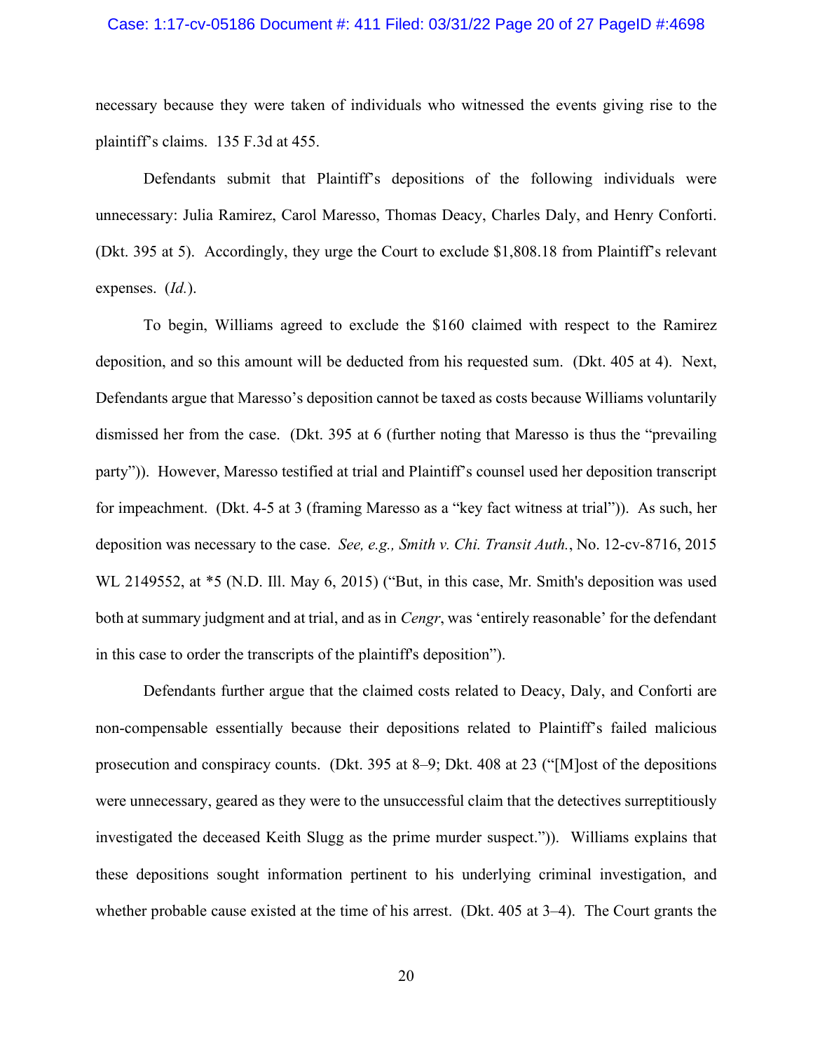necessary because they were taken of individuals who witnessed the events giving rise to the plaintiff's claims. 135 F.3d at 455.

Defendants submit that Plaintiff's depositions of the following individuals were unnecessary: Julia Ramirez, Carol Maresso, Thomas Deacy, Charles Daly, and Henry Conforti. (Dkt. 395 at 5). Accordingly, they urge the Court to exclude $1,808.18 from Plaintiff's relevant expenses. (*Id.*).

To begin, Williams agreed to exclude the $160 claimed with respect to the Ramirez deposition, and so this amount will be deducted from his requested sum. (Dkt. 405 at 4). Next, Defendants argue that Maresso's deposition cannot be taxed as costs because Williams voluntarily dismissed her from the case. (Dkt. 395 at 6 (further noting that Maresso is thus the "prevailing party")). However, Maresso testified at trial and Plaintiff's counsel used her deposition transcript for impeachment. (Dkt. 4-5 at 3 (framing Maresso as a "key fact witness at trial")). As such, her deposition was necessary to the case. *See, e.g., Smith v. Chi. Transit Auth.*, No. 12-cv-8716, 2015 WL 2149552, at *5 (N.D. Ill. May 6, 2015) ("But, in this case, Mr. Smith's deposition was used both at summary judgment and at trial, and as in *Cengr*, was 'entirely reasonable' for the defendant in this case to order the transcripts of the plaintiff's deposition").

Defendants further argue that the claimed costs related to Deacy, Daly, and Conforti are non-compensable essentially because their depositions related to Plaintiff's failed malicious prosecution and conspiracy counts. (Dkt. 395 at 8–9; Dkt. 408 at 23 ("[M]ost of the depositions were unnecessary, geared as they were to the unsuccessful claim that the detectives surreptitiously investigated the deceased Keith Slugg as the prime murder suspect.")). Williams explains that these depositions sought information pertinent to his underlying criminal investigation, and whether probable cause existed at the time of his arrest. (Dkt. 405 at 3–4). The Court grants the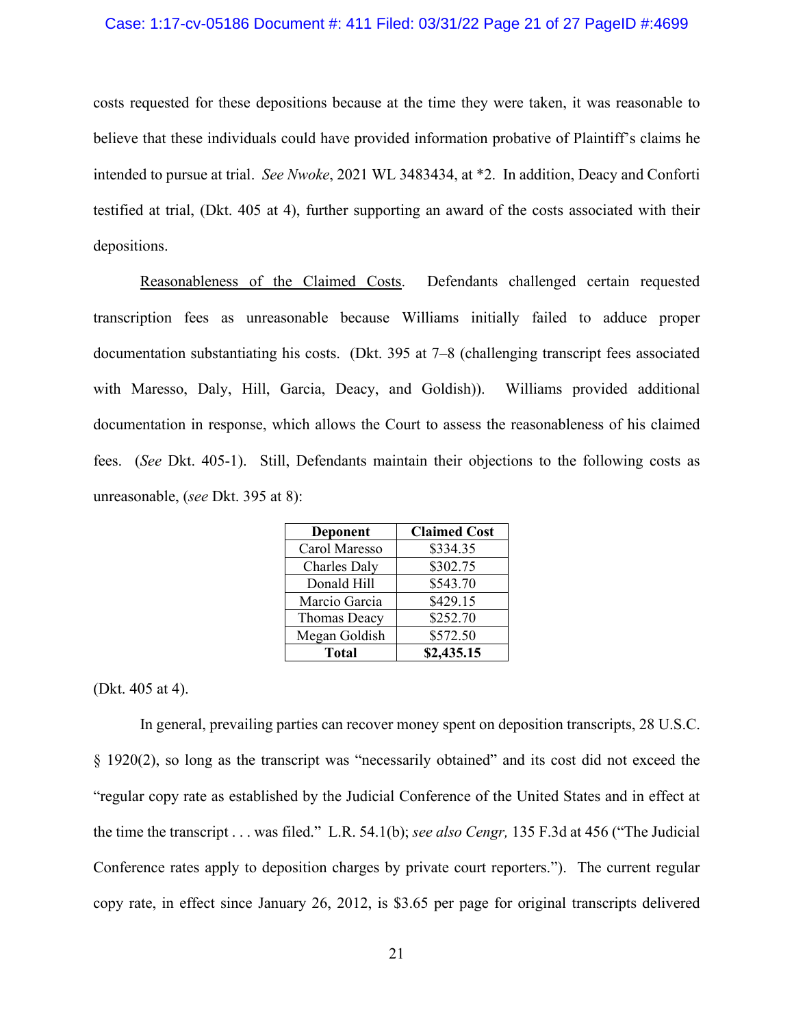costs requested for these depositions because at the time they were taken, it was reasonable to believe that these individuals could have provided information probative of Plaintiff's claims he intended to pursue at trial. *See Nwoke*, 2021 WL 3483434, at *2. In addition, Deacy and Conforti testified at trial, (Dkt. 405 at 4), further supporting an award of the costs associated with their depositions.

<u>Reasonableness of the Claimed Costs</u>. Defendants challenged certain requested transcription fees as unreasonable because Williams initially failed to adduce proper documentation substantiating his costs. (Dkt. 395 at 7–8 (challenging transcript fees associated with Maresso, Daly, Hill, Garcia, Deacy, and Goldish)). Williams provided additional documentation in response, which allows the Court to assess the reasonableness of his claimed fees. (*See* Dkt. 405-1). Still, Defendants maintain their objections to the following costs as unreasonable, (*see* Dkt. 395 at 8):

| Deponent | Claimed Cost |
|---|---|
| Carol Maresso | $334.35 |
| Charles Daly | $302.75 |
| Donald Hill | $543.70 |
| Marcio Garcia | $429.15 |
| Thomas Deacy | $252.70 |
| Megan Goldish | $572.50 |
| **Total** | **$2,435.15** |

(Dkt. 405 at 4).

In general, prevailing parties can recover money spent on deposition transcripts, 28 U.S.C. § 1920(2), so long as the transcript was "necessarily obtained" and its cost did not exceed the "regular copy rate as established by the Judicial Conference of the United States and in effect at the time the transcript . . . was filed." L.R. 54.1(b); *see also Cengr,* 135 F.3d at 456 ("The Judicial Conference rates apply to deposition charges by private court reporters."). The current regular copy rate, in effect since January 26, 2012, is $3.65 per page for original transcripts delivered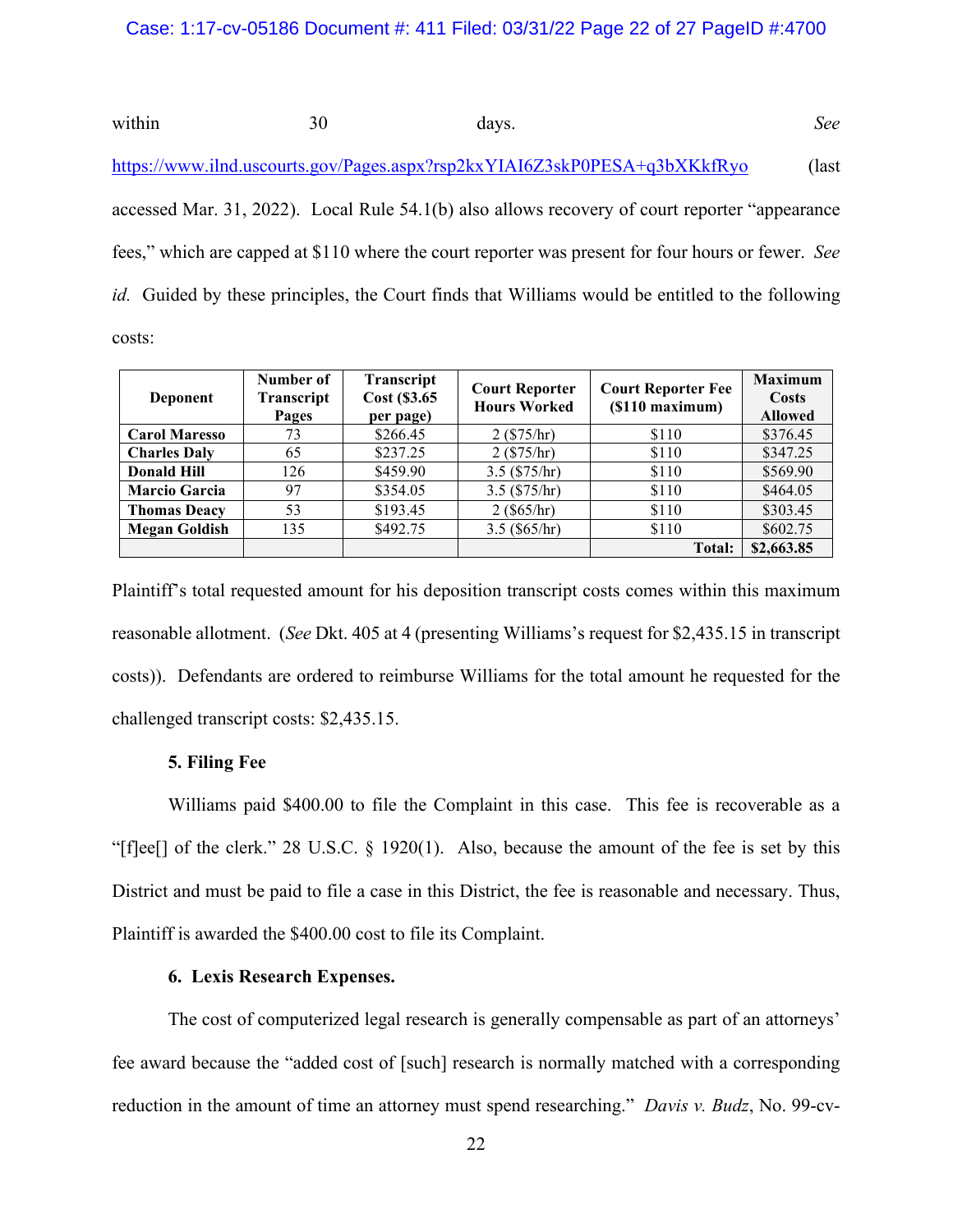within 30 days. *See* https://www.ilnd.uscourts.gov/Pages.aspx?rsp2kxYIAI6Z3skP0PESA+q3bXKkfRyo (last accessed Mar. 31, 2022). Local Rule 54.1(b) also allows recovery of court reporter "appearance fees," which are capped at $110 where the court reporter was present for four hours or fewer. *See id.* Guided by these principles, the Court finds that Williams would be entitled to the following costs:

| Deponent | Number of Transcript Pages | Transcript Cost ($3.65 per page) | Court Reporter Hours Worked | Court Reporter Fee ($110 maximum) | Maximum Costs Allowed |
|---|---|---|---|---|---|
| **Carol Maresso** | 73 | $266.45 | 2 ($75/hr) | $110 | $376.45 |
| **Charles Daly** | 65 | $237.25 | 2 ($75/hr) | $110 | $347.25 |
| **Donald Hill** | 126 | $459.90 | 3.5 ($75/hr) | $110 | $569.90 |
| **Marcio Garcia** | 97 | $354.05 | 3.5 ($75/hr) | $110 | $464.05 |
| **Thomas Deacy** | 53 | $193.45 | 2 ($65/hr) | $110 | $303.45 |
| **Megan Goldish** | 135 | $492.75 | 3.5 ($65/hr) | $110 | $602.75 |
| | | | | **Total:** | **$2,663.85** |

Plaintiff's total requested amount for his deposition transcript costs comes within this maximum reasonable allotment. (*See* Dkt. 405 at 4 (presenting Williams's request for $2,435.15 in transcript costs)). Defendants are ordered to reimburse Williams for the total amount he requested for the challenged transcript costs: $2,435.15.

#### 5. Filing Fee

Williams paid $400.00 to file the Complaint in this case. This fee is recoverable as a "[f]ee[] of the clerk." 28 U.S.C. § 1920(1). Also, because the amount of the fee is set by this District and must be paid to file a case in this District, the fee is reasonable and necessary. Thus, Plaintiff is awarded the $400.00 cost to file its Complaint.

#### 6. Lexis Research Expenses.

The cost of computerized legal research is generally compensable as part of an attorneys' fee award because the "added cost of [such] research is normally matched with a corresponding reduction in the amount of time an attorney must spend researching." *Davis v. Budz*, No. 99-cv-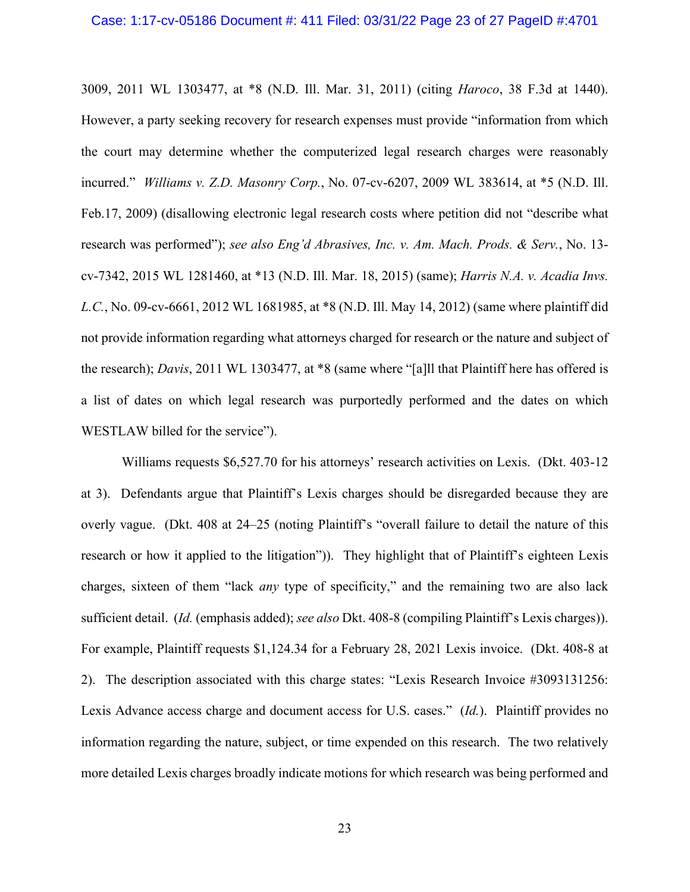3009, 2011 WL 1303477, at *8 (N.D. Ill. Mar. 31, 2011) (citing *Haroco*, 38 F.3d at 1440). However, a party seeking recovery for research expenses must provide "information from which the court may determine whether the computerized legal research charges were reasonably incurred." *Williams v. Z.D. Masonry Corp.*, No. 07-cv-6207, 2009 WL 383614, at *5 (N.D. Ill. Feb.17, 2009) (disallowing electronic legal research costs where petition did not "describe what research was performed"); *see also Eng'd Abrasives, Inc. v. Am. Mach. Prods. & Serv.*, No. 13-cv-7342, 2015 WL 1281460, at *13 (N.D. Ill. Mar. 18, 2015) (same); *Harris N.A. v. Acadia Invs. L.C.*, No. 09-cv-6661, 2012 WL 1681985, at *8 (N.D. Ill. May 14, 2012) (same where plaintiff did not provide information regarding what attorneys charged for research or the nature and subject of the research); *Davis*, 2011 WL 1303477, at *8 (same where "[a]ll that Plaintiff here has offered is a list of dates on which legal research was purportedly performed and the dates on which WESTLAW billed for the service").

Williams requests $6,527.70 for his attorneys' research activities on Lexis. (Dkt. 403-12 at 3). Defendants argue that Plaintiff's Lexis charges should be disregarded because they are overly vague. (Dkt. 408 at 24–25 (noting Plaintiff's "overall failure to detail the nature of this research or how it applied to the litigation")). They highlight that of Plaintiff's eighteen Lexis charges, sixteen of them "lack *any* type of specificity," and the remaining two are also lack sufficient detail. (*Id.* (emphasis added); *see also* Dkt. 408-8 (compiling Plaintiff's Lexis charges)). For example, Plaintiff requests $1,124.34 for a February 28, 2021 Lexis invoice. (Dkt. 408-8 at 2). The description associated with this charge states: "Lexis Research Invoice #3093131256: Lexis Advance access charge and document access for U.S. cases." (*Id.*). Plaintiff provides no information regarding the nature, subject, or time expended on this research. The two relatively more detailed Lexis charges broadly indicate motions for which research was being performed and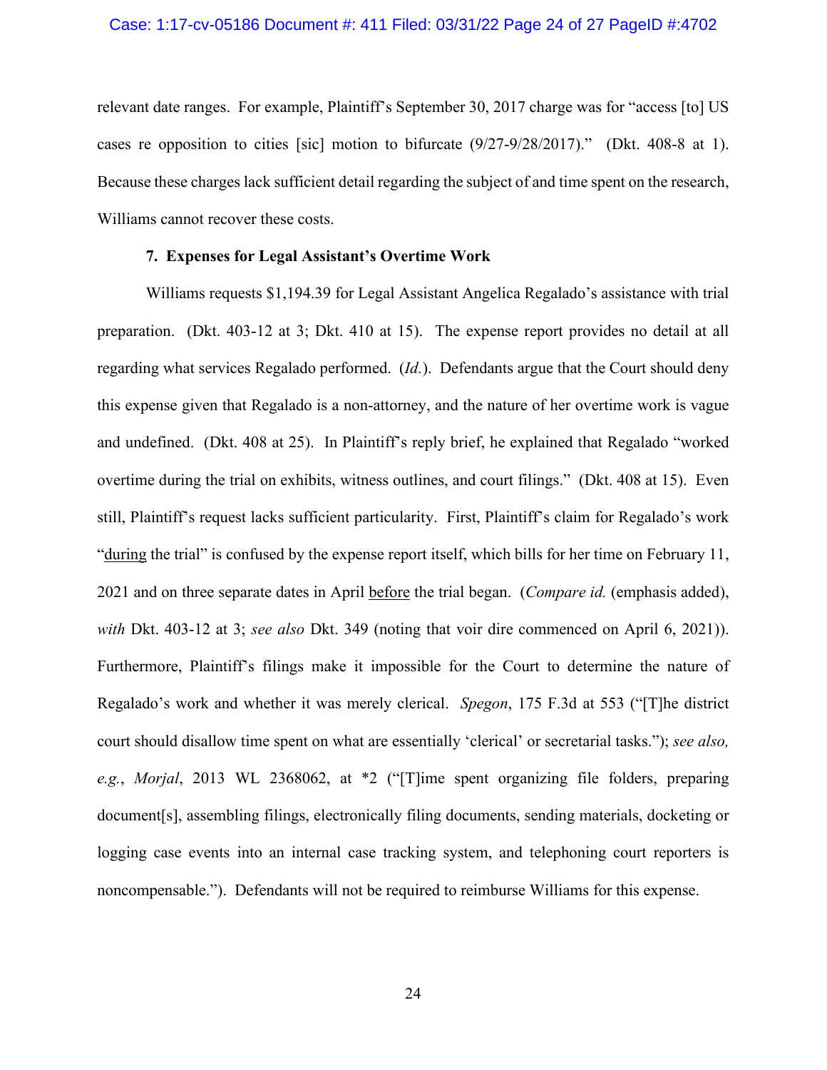relevant date ranges. For example, Plaintiff's September 30, 2017 charge was for "access [to] US cases re opposition to cities [sic] motion to bifurcate (9/27-9/28/2017)." (Dkt. 408-8 at 1). Because these charges lack sufficient detail regarding the subject of and time spent on the research, Williams cannot recover these costs.

**7. Expenses for Legal Assistant's Overtime Work**

Williams requests $1,194.39 for Legal Assistant Angelica Regalado's assistance with trial preparation. (Dkt. 403-12 at 3; Dkt. 410 at 15). The expense report provides no detail at all regarding what services Regalado performed. (*Id.*). Defendants argue that the Court should deny this expense given that Regalado is a non-attorney, and the nature of her overtime work is vague and undefined. (Dkt. 408 at 25). In Plaintiff's reply brief, he explained that Regalado "worked overtime during the trial on exhibits, witness outlines, and court filings." (Dkt. 408 at 15). Even still, Plaintiff's request lacks sufficient particularity. First, Plaintiff's claim for Regalado's work "<u>during</u> the trial" is confused by the expense report itself, which bills for her time on February 11, 2021 and on three separate dates in April <u>before</u> the trial began. (*Compare id.* (emphasis added), *with* Dkt. 403-12 at 3; *see also* Dkt. 349 (noting that voir dire commenced on April 6, 2021)). Furthermore, Plaintiff's filings make it impossible for the Court to determine the nature of Regalado's work and whether it was merely clerical. *Spegon*, 175 F.3d at 553 ("[T]he district court should disallow time spent on what are essentially 'clerical' or secretarial tasks."); *see also, e.g.*, *Morjal*, 2013 WL 2368062, at *2 ("[T]ime spent organizing file folders, preparing document[s], assembling filings, electronically filing documents, sending materials, docketing or logging case events into an internal case tracking system, and telephoning court reporters is noncompensable."). Defendants will not be required to reimburse Williams for this expense.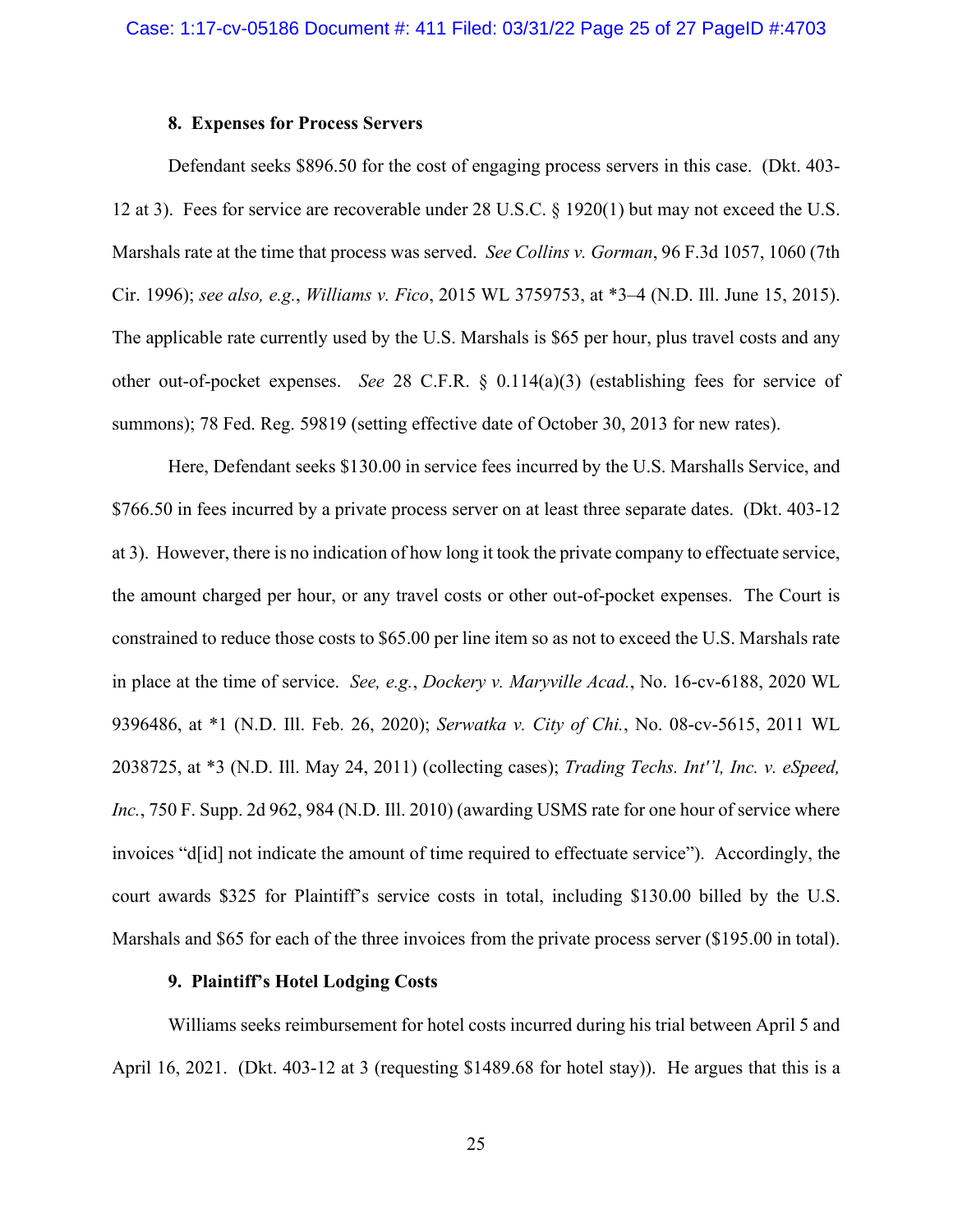**8. Expenses for Process Servers**

Defendant seeks $896.50 for the cost of engaging process servers in this case. (Dkt. 403-12 at 3). Fees for service are recoverable under 28 U.S.C. § 1920(1) but may not exceed the U.S. Marshals rate at the time that process was served. *See Collins v. Gorman*, 96 F.3d 1057, 1060 (7th Cir. 1996); *see also, e.g.*, *Williams v. Fico*, 2015 WL 3759753, at *3–4 (N.D. Ill. June 15, 2015). The applicable rate currently used by the U.S. Marshals is $65 per hour, plus travel costs and any other out-of-pocket expenses. *See* 28 C.F.R. § 0.114(a)(3) (establishing fees for service of summons); 78 Fed. Reg. 59819 (setting effective date of October 30, 2013 for new rates).

Here, Defendant seeks $130.00 in service fees incurred by the U.S. Marshalls Service, and $766.50 in fees incurred by a private process server on at least three separate dates. (Dkt. 403-12 at 3). However, there is no indication of how long it took the private company to effectuate service, the amount charged per hour, or any travel costs or other out-of-pocket expenses. The Court is constrained to reduce those costs to $65.00 per line item so as not to exceed the U.S. Marshals rate in place at the time of service. *See, e.g.*, *Dockery v. Maryville Acad.*, No. 16-cv-6188, 2020 WL 9396486, at *1 (N.D. Ill. Feb. 26, 2020); *Serwatka v. City of Chi.*, No. 08-cv-5615, 2011 WL 2038725, at *3 (N.D. Ill. May 24, 2011) (collecting cases); *Trading Techs. Int''l, Inc. v. eSpeed, Inc.*, 750 F. Supp. 2d 962, 984 (N.D. Ill. 2010) (awarding USMS rate for one hour of service where invoices "d[id] not indicate the amount of time required to effectuate service"). Accordingly, the court awards $325 for Plaintiff's service costs in total, including $130.00 billed by the U.S. Marshals and $65 for each of the three invoices from the private process server ($195.00 in total).

**9. Plaintiff's Hotel Lodging Costs**

Williams seeks reimbursement for hotel costs incurred during his trial between April 5 and April 16, 2021. (Dkt. 403-12 at 3 (requesting $1489.68 for hotel stay)). He argues that this is a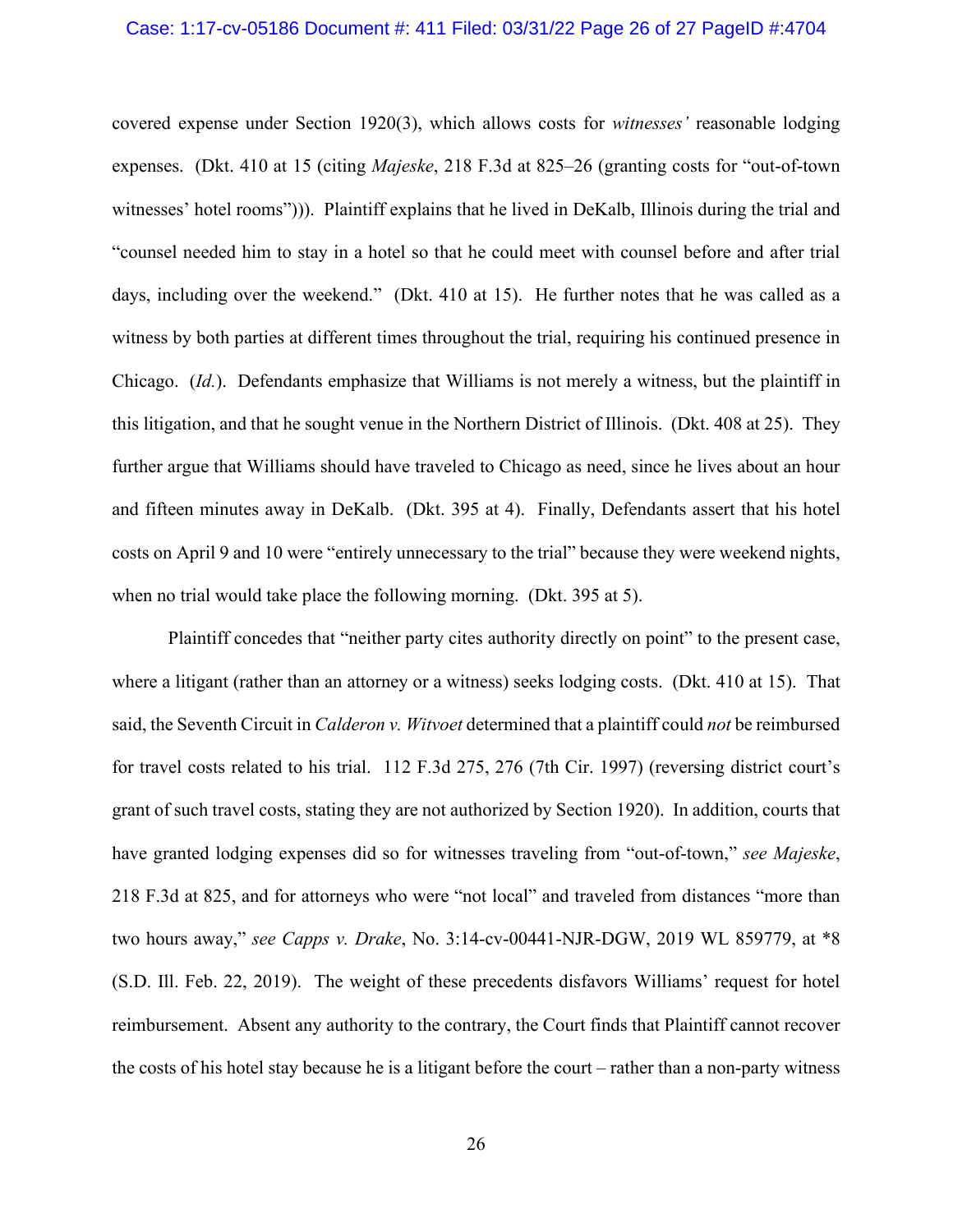covered expense under Section 1920(3), which allows costs for *witnesses'* reasonable lodging expenses. (Dkt. 410 at 15 (citing *Majeske*, 218 F.3d at 825–26 (granting costs for "out-of-town witnesses' hotel rooms"))). Plaintiff explains that he lived in DeKalb, Illinois during the trial and "counsel needed him to stay in a hotel so that he could meet with counsel before and after trial days, including over the weekend." (Dkt. 410 at 15). He further notes that he was called as a witness by both parties at different times throughout the trial, requiring his continued presence in Chicago. (*Id.*). Defendants emphasize that Williams is not merely a witness, but the plaintiff in this litigation, and that he sought venue in the Northern District of Illinois. (Dkt. 408 at 25). They further argue that Williams should have traveled to Chicago as need, since he lives about an hour and fifteen minutes away in DeKalb. (Dkt. 395 at 4). Finally, Defendants assert that his hotel costs on April 9 and 10 were "entirely unnecessary to the trial" because they were weekend nights, when no trial would take place the following morning. (Dkt. 395 at 5).

Plaintiff concedes that "neither party cites authority directly on point" to the present case, where a litigant (rather than an attorney or a witness) seeks lodging costs. (Dkt. 410 at 15). That said, the Seventh Circuit in *Calderon v. Witvoet* determined that a plaintiff could *not* be reimbursed for travel costs related to his trial. 112 F.3d 275, 276 (7th Cir. 1997) (reversing district court's grant of such travel costs, stating they are not authorized by Section 1920). In addition, courts that have granted lodging expenses did so for witnesses traveling from "out-of-town," *see Majeske*, 218 F.3d at 825, and for attorneys who were "not local" and traveled from distances "more than two hours away," *see Capps v. Drake*, No. 3:14-cv-00441-NJR-DGW, 2019 WL 859779, at *8 (S.D. Ill. Feb. 22, 2019). The weight of these precedents disfavors Williams' request for hotel reimbursement. Absent any authority to the contrary, the Court finds that Plaintiff cannot recover the costs of his hotel stay because he is a litigant before the court – rather than a non-party witness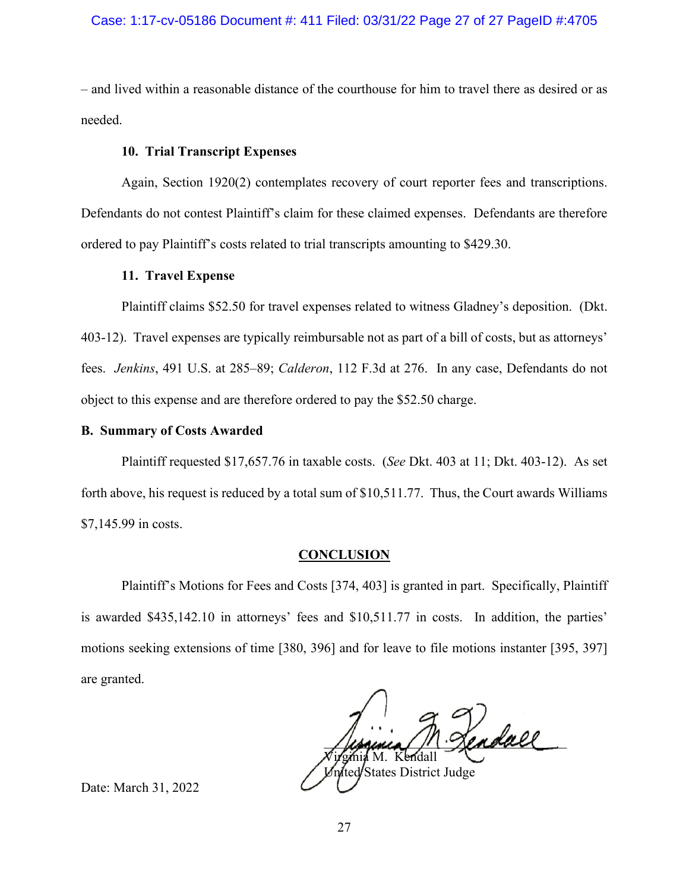– and lived within a reasonable distance of the courthouse for him to travel there as desired or as needed.

**10. Trial Transcript Expenses**

Again, Section 1920(2) contemplates recovery of court reporter fees and transcriptions. Defendants do not contest Plaintiff's claim for these claimed expenses. Defendants are therefore ordered to pay Plaintiff's costs related to trial transcripts amounting to $429.30.

**11. Travel Expense**

Plaintiff claims $52.50 for travel expenses related to witness Gladney's deposition. (Dkt. 403-12). Travel expenses are typically reimbursable not as part of a bill of costs, but as attorneys' fees. *Jenkins*, 491 U.S. at 285–89; *Calderon*, 112 F.3d at 276. In any case, Defendants do not object to this expense and are therefore ordered to pay the $52.50 charge.

**B. Summary of Costs Awarded**

Plaintiff requested $17,657.76 in taxable costs. (*See* Dkt. 403 at 11; Dkt. 403-12). As set forth above, his request is reduced by a total sum of $10,511.77. Thus, the Court awards Williams $7,145.99 in costs.

## CONCLUSION

Plaintiff's Motions for Fees and Costs [374, 403] is granted in part. Specifically, Plaintiff is awarded $435,142.10 in attorneys' fees and $10,511.77 in costs. In addition, the parties' motions seeking extensions of time [380, 396] and for leave to file motions instanter [395, 397] are granted.

Virginia M. Kendall
United States District Judge

Date: March 31, 2022